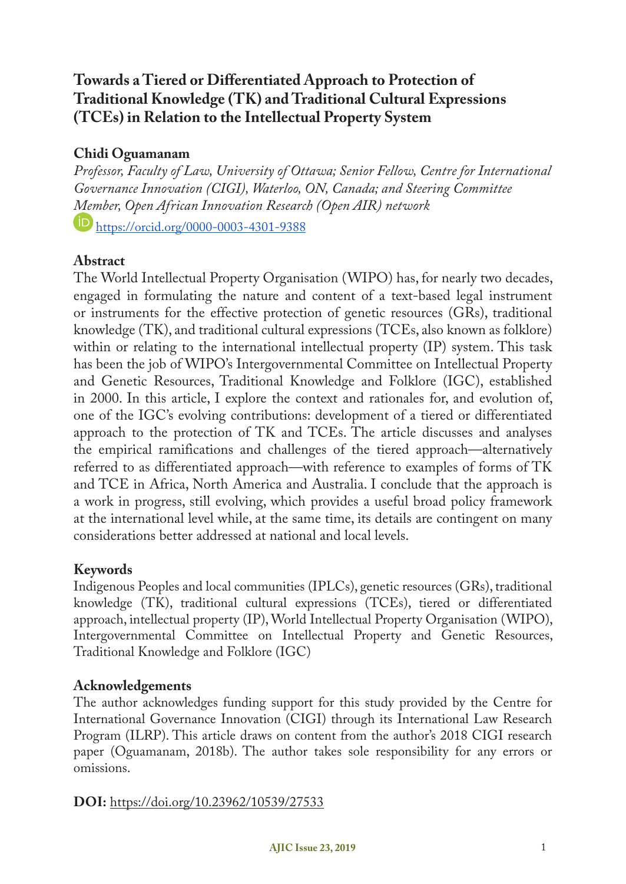# Towards a Tiered or Differentiated Approach to Protection of Traditional Knowledge (TK) and Traditional Cultural Expressions (TCEs) in Relation to the Intellectual Property System

**Chidi Oguamanam**

*Professor, Faculty of Law, University of Ottawa; Senior Fellow, Centre for International Governance Innovation (CIGI), Waterloo, ON, Canada; and Steering Committee Member, Open African Innovation Research (Open AIR) network*

https://orcid.org/0000-0003-4301-9388

## Abstract

The World Intellectual Property Organisation (WIPO) has, for nearly two decades, engaged in formulating the nature and content of a text-based legal instrument or instruments for the effective protection of genetic resources (GRs), traditional knowledge (TK), and traditional cultural expressions (TCEs, also known as folklore) within or relating to the international intellectual property (IP) system. This task has been the job of WIPO's Intergovernmental Committee on Intellectual Property and Genetic Resources, Traditional Knowledge and Folklore (IGC), established in 2000. In this article, I explore the context and rationales for, and evolution of, one of the IGC's evolving contributions: development of a tiered or differentiated approach to the protection of TK and TCEs. The article discusses and analyses the empirical ramifications and challenges of the tiered approach—alternatively referred to as differentiated approach—with reference to examples of forms of TK and TCE in Africa, North America and Australia. I conclude that the approach is a work in progress, still evolving, which provides a useful broad policy framework at the international level while, at the same time, its details are contingent on many considerations better addressed at national and local levels.

## Keywords

Indigenous Peoples and local communities (IPLCs), genetic resources (GRs), traditional knowledge (TK), traditional cultural expressions (TCEs), tiered or differentiated approach, intellectual property (IP), World Intellectual Property Organisation (WIPO), Intergovernmental Committee on Intellectual Property and Genetic Resources, Traditional Knowledge and Folklore (IGC)

## Acknowledgements

The author acknowledges funding support for this study provided by the Centre for International Governance Innovation (CIGI) through its International Law Research Program (ILRP). This article draws on content from the author's 2018 CIGI research paper (Oguamanam, 2018b). The author takes sole responsibility for any errors or omissions.

**DOI:** https://doi.org/10.23962/10539/27533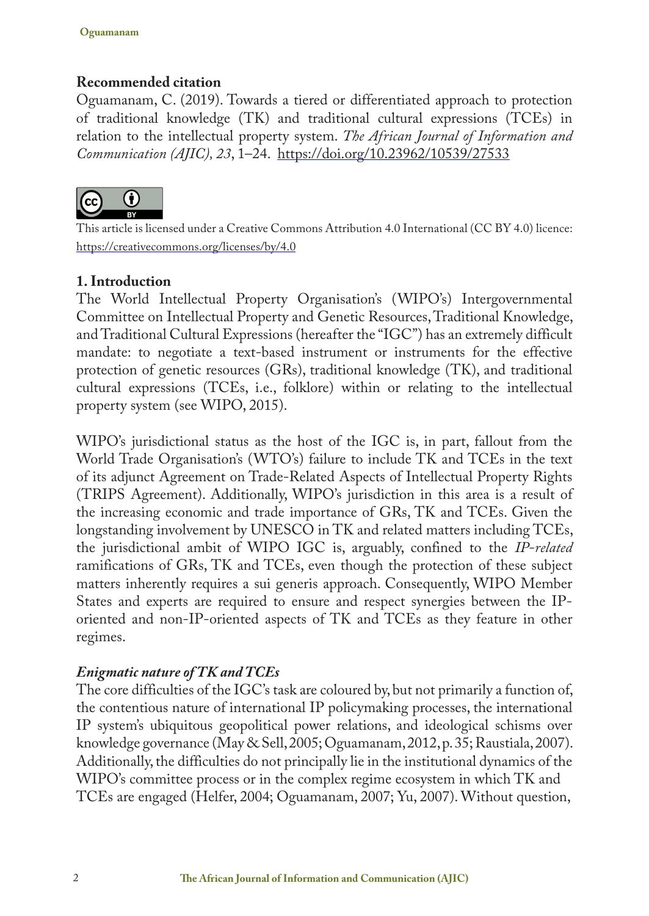**Recommended citation**

Oguamanam, C. (2019). Towards a tiered or differentiated approach to protection of traditional knowledge (TK) and traditional cultural expressions (TCEs) in relation to the intellectual property system. *The African Journal of Information and Communication (AJIC), 23*, 1–24. https://doi.org/10.23962/10539/27533

This article is licensed under a Creative Commons Attribution 4.0 International (CC BY 4.0) licence: https://creativecommons.org/licenses/by/4.0

## 1. Introduction

The World Intellectual Property Organisation's (WIPO's) Intergovernmental Committee on Intellectual Property and Genetic Resources, Traditional Knowledge, and Traditional Cultural Expressions (hereafter the "IGC") has an extremely difficult mandate: to negotiate a text-based instrument or instruments for the effective protection of genetic resources (GRs), traditional knowledge (TK), and traditional cultural expressions (TCEs, i.e., folklore) within or relating to the intellectual property system (see WIPO, 2015).

WIPO's jurisdictional status as the host of the IGC is, in part, fallout from the World Trade Organisation's (WTO's) failure to include TK and TCEs in the text of its adjunct Agreement on Trade-Related Aspects of Intellectual Property Rights (TRIPS Agreement). Additionally, WIPO's jurisdiction in this area is a result of the increasing economic and trade importance of GRs, TK and TCEs. Given the longstanding involvement by UNESCO in TK and related matters including TCEs, the jurisdictional ambit of WIPO IGC is, arguably, confined to the *IP-related* ramifications of GRs, TK and TCEs, even though the protection of these subject matters inherently requires a sui generis approach. Consequently, WIPO Member States and experts are required to ensure and respect synergies between the IP-oriented and non-IP-oriented aspects of TK and TCEs as they feature in other regimes.

### *Enigmatic nature of TK and TCEs*

The core difficulties of the IGC's task are coloured by, but not primarily a function of, the contentious nature of international IP policymaking processes, the international IP system's ubiquitous geopolitical power relations, and ideological schisms over knowledge governance (May & Sell, 2005; Oguamanam, 2012, p. 35; Raustiala, 2007). Additionally, the difficulties do not principally lie in the institutional dynamics of the WIPO's committee process or in the complex regime ecosystem in which TK and TCEs are engaged (Helfer, 2004; Oguamanam, 2007; Yu, 2007). Without question,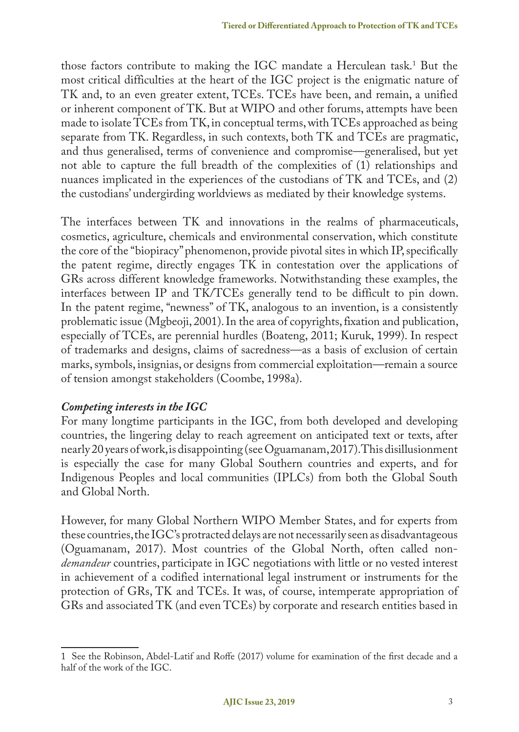those factors contribute to making the IGC mandate a Herculean task.[1] But the most critical difficulties at the heart of the IGC project is the enigmatic nature of TK and, to an even greater extent, TCEs. TCEs have been, and remain, a unified or inherent component of TK. But at WIPO and other forums, attempts have been made to isolate TCEs from TK, in conceptual terms, with TCEs approached as being separate from TK. Regardless, in such contexts, both TK and TCEs are pragmatic, and thus generalised, terms of convenience and compromise—generalised, but yet not able to capture the full breadth of the complexities of (1) relationships and nuances implicated in the experiences of the custodians of TK and TCEs, and (2) the custodians' undergirding worldviews as mediated by their knowledge systems.

The interfaces between TK and innovations in the realms of pharmaceuticals, cosmetics, agriculture, chemicals and environmental conservation, which constitute the core of the "biopiracy" phenomenon, provide pivotal sites in which IP, specifically the patent regime, directly engages TK in contestation over the applications of GRs across different knowledge frameworks. Notwithstanding these examples, the interfaces between IP and TK/TCEs generally tend to be difficult to pin down. In the patent regime, "newness" of TK, analogous to an invention, is a consistently problematic issue (Mgbeoji, 2001). In the area of copyrights, fixation and publication, especially of TCEs, are perennial hurdles (Boateng, 2011; Kuruk, 1999). In respect of trademarks and designs, claims of sacredness—as a basis of exclusion of certain marks, symbols, insignias, or designs from commercial exploitation—remain a source of tension amongst stakeholders (Coombe, 1998a).

### *Competing interests in the IGC*

For many longtime participants in the IGC, from both developed and developing countries, the lingering delay to reach agreement on anticipated text or texts, after nearly 20 years of work, is disappointing (see Oguamanam, 2017). This disillusionment is especially the case for many Global Southern countries and experts, and for Indigenous Peoples and local communities (IPLCs) from both the Global South and Global North.

However, for many Global Northern WIPO Member States, and for experts from these countries, the IGC's protracted delays are not necessarily seen as disadvantageous (Oguamanam, 2017). Most countries of the Global North, often called non-*demandeur* countries, participate in IGC negotiations with little or no vested interest in achievement of a codified international legal instrument or instruments for the protection of GRs, TK and TCEs. It was, of course, intemperate appropriation of GRs and associated TK (and even TCEs) by corporate and research entities based in

[1] See the Robinson, Abdel-Latif and Roffe (2017) volume for examination of the first decade and a half of the work of the IGC.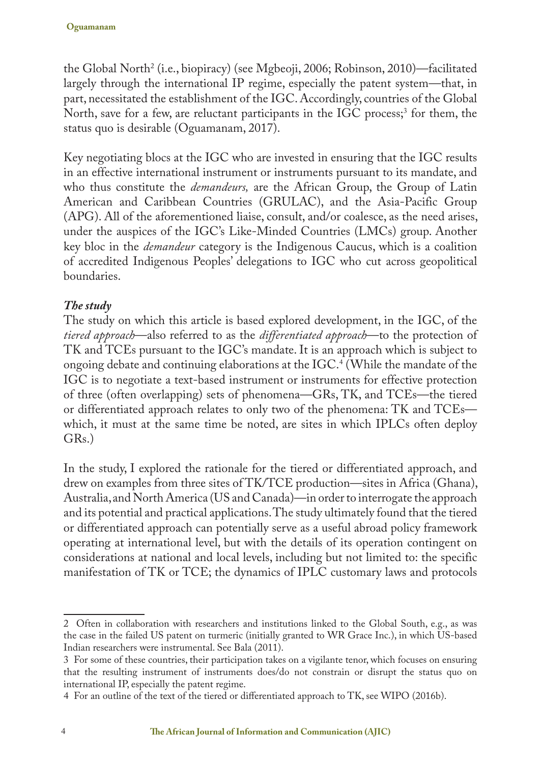the Global North[2] (i.e., biopiracy) (see Mgbeoji, 2006; Robinson, 2010)—facilitated largely through the international IP regime, especially the patent system—that, in part, necessitated the establishment of the IGC. Accordingly, countries of the Global North, save for a few, are reluctant participants in the IGC process;[3] for them, the status quo is desirable (Oguamanam, 2017).

Key negotiating blocs at the IGC who are invested in ensuring that the IGC results in an effective international instrument or instruments pursuant to its mandate, and who thus constitute the *demandeurs,* are the African Group, the Group of Latin American and Caribbean Countries (GRULAC), and the Asia-Pacific Group (APG). All of the aforementioned liaise, consult, and/or coalesce, as the need arises, under the auspices of the IGC's Like-Minded Countries (LMCs) group. Another key bloc in the *demandeur* category is the Indigenous Caucus, which is a coalition of accredited Indigenous Peoples' delegations to IGC who cut across geopolitical boundaries.

### *The study*

The study on which this article is based explored development, in the IGC, of the *tiered approach*—also referred to as the *differentiated approach*—to the protection of TK and TCEs pursuant to the IGC's mandate. It is an approach which is subject to ongoing debate and continuing elaborations at the IGC.[4] (While the mandate of the IGC is to negotiate a text-based instrument or instruments for effective protection of three (often overlapping) sets of phenomena—GRs, TK, and TCEs—the tiered or differentiated approach relates to only two of the phenomena: TK and TCEs—which, it must at the same time be noted, are sites in which IPLCs often deploy GRs.)

In the study, I explored the rationale for the tiered or differentiated approach, and drew on examples from three sites of TK/TCE production—sites in Africa (Ghana), Australia, and North America (US and Canada)—in order to interrogate the approach and its potential and practical applications. The study ultimately found that the tiered or differentiated approach can potentially serve as a useful abroad policy framework operating at international level, but with the details of its operation contingent on considerations at national and local levels, including but not limited to: the specific manifestation of TK or TCE; the dynamics of IPLC customary laws and protocols

---

2 Often in collaboration with researchers and institutions linked to the Global South, e.g., as was the case in the failed US patent on turmeric (initially granted to WR Grace Inc.), in which US-based Indian researchers were instrumental. See Bala (2011).

3 For some of these countries, their participation takes on a vigilante tenor, which focuses on ensuring that the resulting instrument of instruments does/do not constrain or disrupt the status quo on international IP, especially the patent regime.

4 For an outline of the text of the tiered or differentiated approach to TK, see WIPO (2016b).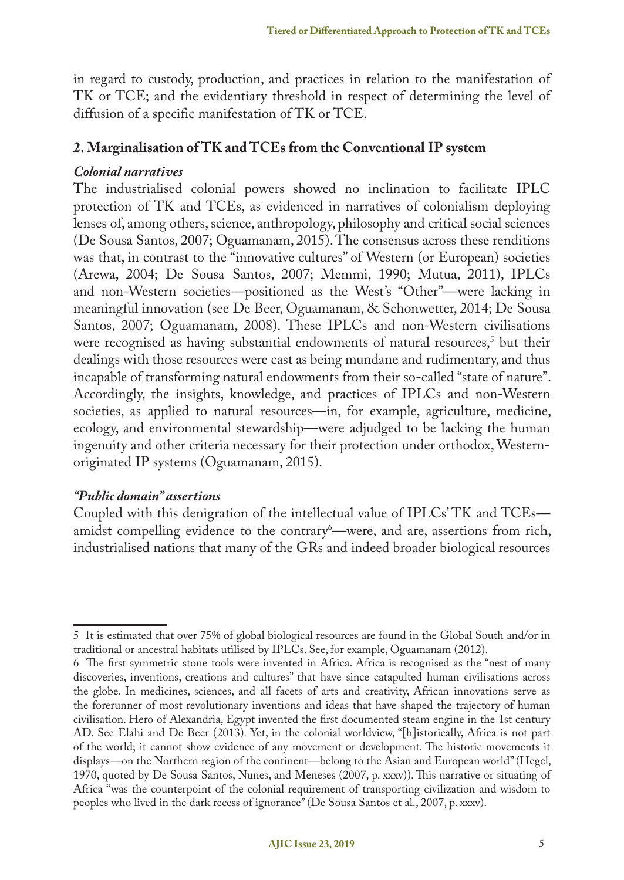in regard to custody, production, and practices in relation to the manifestation of TK or TCE; and the evidentiary threshold in respect of determining the level of diffusion of a specific manifestation of TK or TCE.

## 2. Marginalisation of TK and TCEs from the Conventional IP system

### *Colonial narratives*

The industrialised colonial powers showed no inclination to facilitate IPLC protection of TK and TCEs, as evidenced in narratives of colonialism deploying lenses of, among others, science, anthropology, philosophy and critical social sciences (De Sousa Santos, 2007; Oguamanam, 2015). The consensus across these renditions was that, in contrast to the "innovative cultures" of Western (or European) societies (Arewa, 2004; De Sousa Santos, 2007; Memmi, 1990; Mutua, 2011), IPLCs and non-Western societies—positioned as the West's "Other"—were lacking in meaningful innovation (see De Beer, Oguamanam, & Schonwetter, 2014; De Sousa Santos, 2007; Oguamanam, 2008). These IPLCs and non-Western civilisations were recognised as having substantial endowments of natural resources,[5] but their dealings with those resources were cast as being mundane and rudimentary, and thus incapable of transforming natural endowments from their so-called "state of nature". Accordingly, the insights, knowledge, and practices of IPLCs and non-Western societies, as applied to natural resources—in, for example, agriculture, medicine, ecology, and environmental stewardship—were adjudged to be lacking the human ingenuity and other criteria necessary for their protection under orthodox, Western-originated IP systems (Oguamanam, 2015).

### *"Public domain" assertions*

Coupled with this denigration of the intellectual value of IPLCs' TK and TCEs—amidst compelling evidence to the contrary[6]—were, and are, assertions from rich, industrialised nations that many of the GRs and indeed broader biological resources

---

5 It is estimated that over 75% of global biological resources are found in the Global South and/or in traditional or ancestral habitats utilised by IPLCs. See, for example, Oguamanam (2012).

6 The first symmetric stone tools were invented in Africa. Africa is recognised as the "nest of many discoveries, inventions, creations and cultures" that have since catapulted human civilisations across the globe. In medicines, sciences, and all facets of arts and creativity, African innovations serve as the forerunner of most revolutionary inventions and ideas that have shaped the trajectory of human civilisation. Hero of Alexandria, Egypt invented the first documented steam engine in the 1st century AD. See Elahi and De Beer (2013). Yet, in the colonial worldview, "[h]istorically, Africa is not part of the world; it cannot show evidence of any movement or development. The historic movements it displays—on the Northern region of the continent—belong to the Asian and European world" (Hegel, 1970, quoted by De Sousa Santos, Nunes, and Meneses (2007, p. xxxv)). This narrative or situating of Africa "was the counterpoint of the colonial requirement of transporting civilization and wisdom to peoples who lived in the dark recess of ignorance" (De Sousa Santos et al., 2007, p. xxxv).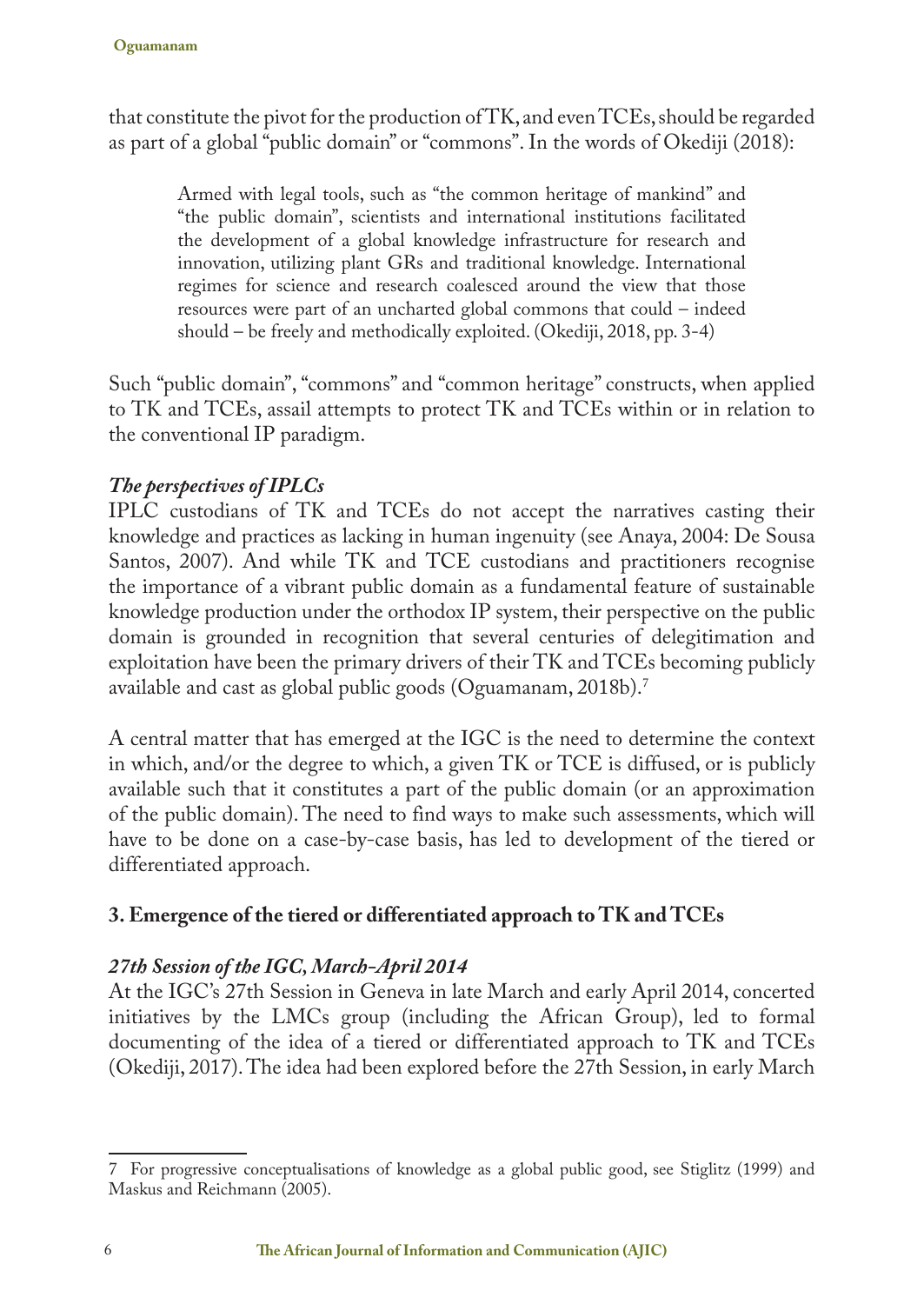that constitute the pivot for the production of TK, and even TCEs, should be regarded as part of a global "public domain" or "commons". In the words of Okediji (2018):

> Armed with legal tools, such as "the common heritage of mankind" and "the public domain", scientists and international institutions facilitated the development of a global knowledge infrastructure for research and innovation, utilizing plant GRs and traditional knowledge. International regimes for science and research coalesced around the view that those resources were part of an uncharted global commons that could – indeed should – be freely and methodically exploited. (Okediji, 2018, pp. 3-4)

Such "public domain", "commons" and "common heritage" constructs, when applied to TK and TCEs, assail attempts to protect TK and TCEs within or in relation to the conventional IP paradigm.

### *The perspectives of IPLCs*

IPLC custodians of TK and TCEs do not accept the narratives casting their knowledge and practices as lacking in human ingenuity (see Anaya, 2004: De Sousa Santos, 2007). And while TK and TCE custodians and practitioners recognise the importance of a vibrant public domain as a fundamental feature of sustainable knowledge production under the orthodox IP system, their perspective on the public domain is grounded in recognition that several centuries of delegitimation and exploitation have been the primary drivers of their TK and TCEs becoming publicly available and cast as global public goods (Oguamanam, 2018b).[7]

A central matter that has emerged at the IGC is the need to determine the context in which, and/or the degree to which, a given TK or TCE is diffused, or is publicly available such that it constitutes a part of the public domain (or an approximation of the public domain). The need to find ways to make such assessments, which will have to be done on a case-by-case basis, has led to development of the tiered or differentiated approach.

## 3. Emergence of the tiered or differentiated approach to TK and TCEs

### *27th Session of the IGC, March-April 2014*

At the IGC's 27th Session in Geneva in late March and early April 2014, concerted initiatives by the LMCs group (including the African Group), led to formal documenting of the idea of a tiered or differentiated approach to TK and TCEs (Okediji, 2017). The idea had been explored before the 27th Session, in early March

---

7 For progressive conceptualisations of knowledge as a global public good, see Stiglitz (1999) and Maskus and Reichmann (2005).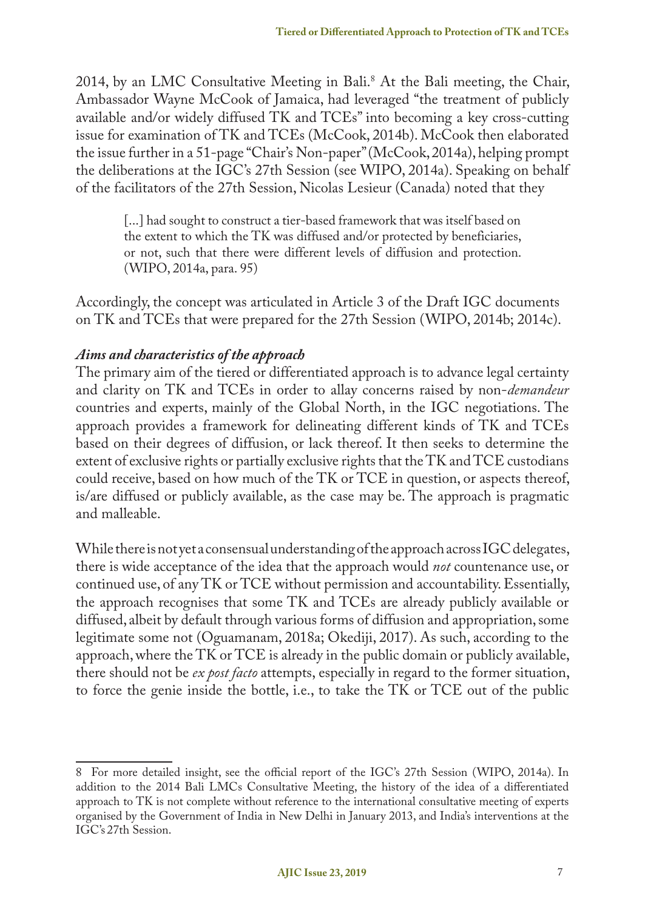2014, by an LMC Consultative Meeting in Bali.[8] At the Bali meeting, the Chair, Ambassador Wayne McCook of Jamaica, had leveraged "the treatment of publicly available and/or widely diffused TK and TCEs" into becoming a key cross-cutting issue for examination of TK and TCEs (McCook, 2014b). McCook then elaborated the issue further in a 51-page "Chair's Non-paper" (McCook, 2014a), helping prompt the deliberations at the IGC's 27th Session (see WIPO, 2014a). Speaking on behalf of the facilitators of the 27th Session, Nicolas Lesieur (Canada) noted that they

> [...] had sought to construct a tier-based framework that was itself based on the extent to which the TK was diffused and/or protected by beneficiaries, or not, such that there were different levels of diffusion and protection. (WIPO, 2014a, para. 95)

Accordingly, the concept was articulated in Article 3 of the Draft IGC documents on TK and TCEs that were prepared for the 27th Session (WIPO, 2014b; 2014c).

### *Aims and characteristics of the approach*

The primary aim of the tiered or differentiated approach is to advance legal certainty and clarity on TK and TCEs in order to allay concerns raised by non-*demandeur* countries and experts, mainly of the Global North, in the IGC negotiations. The approach provides a framework for delineating different kinds of TK and TCEs based on their degrees of diffusion, or lack thereof. It then seeks to determine the extent of exclusive rights or partially exclusive rights that the TK and TCE custodians could receive, based on how much of the TK or TCE in question, or aspects thereof, is/are diffused or publicly available, as the case may be. The approach is pragmatic and malleable.

While there is not yet a consensual understanding of the approach across IGC delegates, there is wide acceptance of the idea that the approach would *not* countenance use, or continued use, of any TK or TCE without permission and accountability. Essentially, the approach recognises that some TK and TCEs are already publicly available or diffused, albeit by default through various forms of diffusion and appropriation, some legitimate some not (Oguamanam, 2018a; Okediji, 2017). As such, according to the approach, where the TK or TCE is already in the public domain or publicly available, there should not be *ex post facto* attempts, especially in regard to the former situation, to force the genie inside the bottle, i.e., to take the TK or TCE out of the public

---

[8] For more detailed insight, see the official report of the IGC's 27th Session (WIPO, 2014a). In addition to the 2014 Bali LMCs Consultative Meeting, the history of the idea of a differentiated approach to TK is not complete without reference to the international consultative meeting of experts organised by the Government of India in New Delhi in January 2013, and India's interventions at the IGC's 27th Session.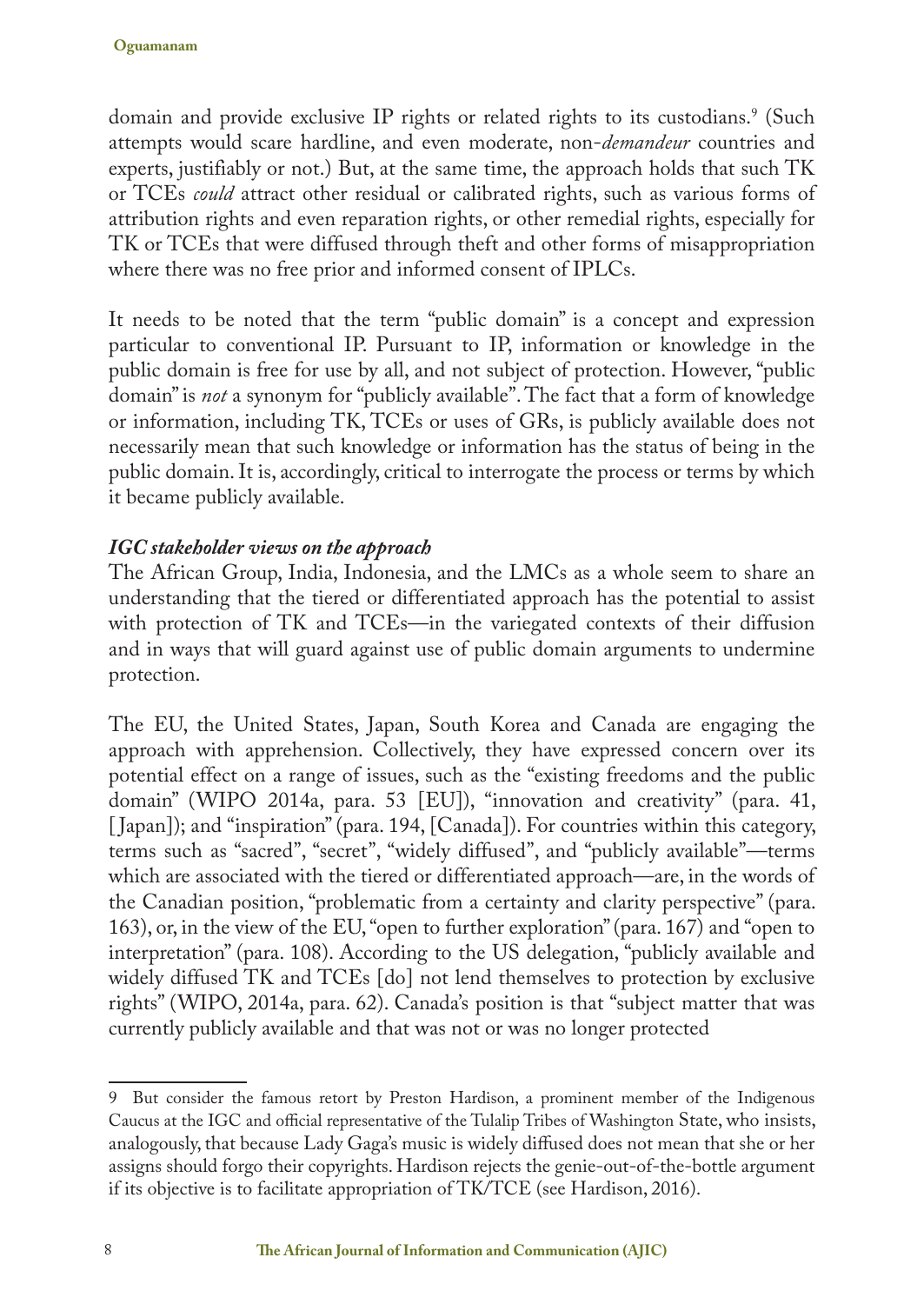domain and provide exclusive IP rights or related rights to its custodians.[9] (Such attempts would scare hardline, and even moderate, non-*demandeur* countries and experts, justifiably or not.) But, at the same time, the approach holds that such TK or TCEs *could* attract other residual or calibrated rights, such as various forms of attribution rights and even reparation rights, or other remedial rights, especially for TK or TCEs that were diffused through theft and other forms of misappropriation where there was no free prior and informed consent of IPLCs.

It needs to be noted that the term "public domain" is a concept and expression particular to conventional IP. Pursuant to IP, information or knowledge in the public domain is free for use by all, and not subject of protection. However, "public domain" is *not* a synonym for "publicly available". The fact that a form of knowledge or information, including TK, TCEs or uses of GRs, is publicly available does not necessarily mean that such knowledge or information has the status of being in the public domain. It is, accordingly, critical to interrogate the process or terms by which it became publicly available.

### *IGC stakeholder views on the approach*

The African Group, India, Indonesia, and the LMCs as a whole seem to share an understanding that the tiered or differentiated approach has the potential to assist with protection of TK and TCEs—in the variegated contexts of their diffusion and in ways that will guard against use of public domain arguments to undermine protection.

The EU, the United States, Japan, South Korea and Canada are engaging the approach with apprehension. Collectively, they have expressed concern over its potential effect on a range of issues, such as the "existing freedoms and the public domain" (WIPO 2014a, para. 53 [EU]), "innovation and creativity" (para. 41, [Japan]); and "inspiration" (para. 194, [Canada]). For countries within this category, terms such as "sacred", "secret", "widely diffused", and "publicly available"—terms which are associated with the tiered or differentiated approach—are, in the words of the Canadian position, "problematic from a certainty and clarity perspective" (para. 163), or, in the view of the EU, "open to further exploration" (para. 167) and "open to interpretation" (para. 108). According to the US delegation, "publicly available and widely diffused TK and TCEs [do] not lend themselves to protection by exclusive rights" (WIPO, 2014a, para. 62). Canada's position is that "subject matter that was currently publicly available and that was not or was no longer protected

---

9 But consider the famous retort by Preston Hardison, a prominent member of the Indigenous Caucus at the IGC and official representative of the Tulalip Tribes of Washington State, who insists, analogously, that because Lady Gaga's music is widely diffused does not mean that she or her assigns should forgo their copyrights. Hardison rejects the genie-out-of-the-bottle argument if its objective is to facilitate appropriation of TK/TCE (see Hardison, 2016).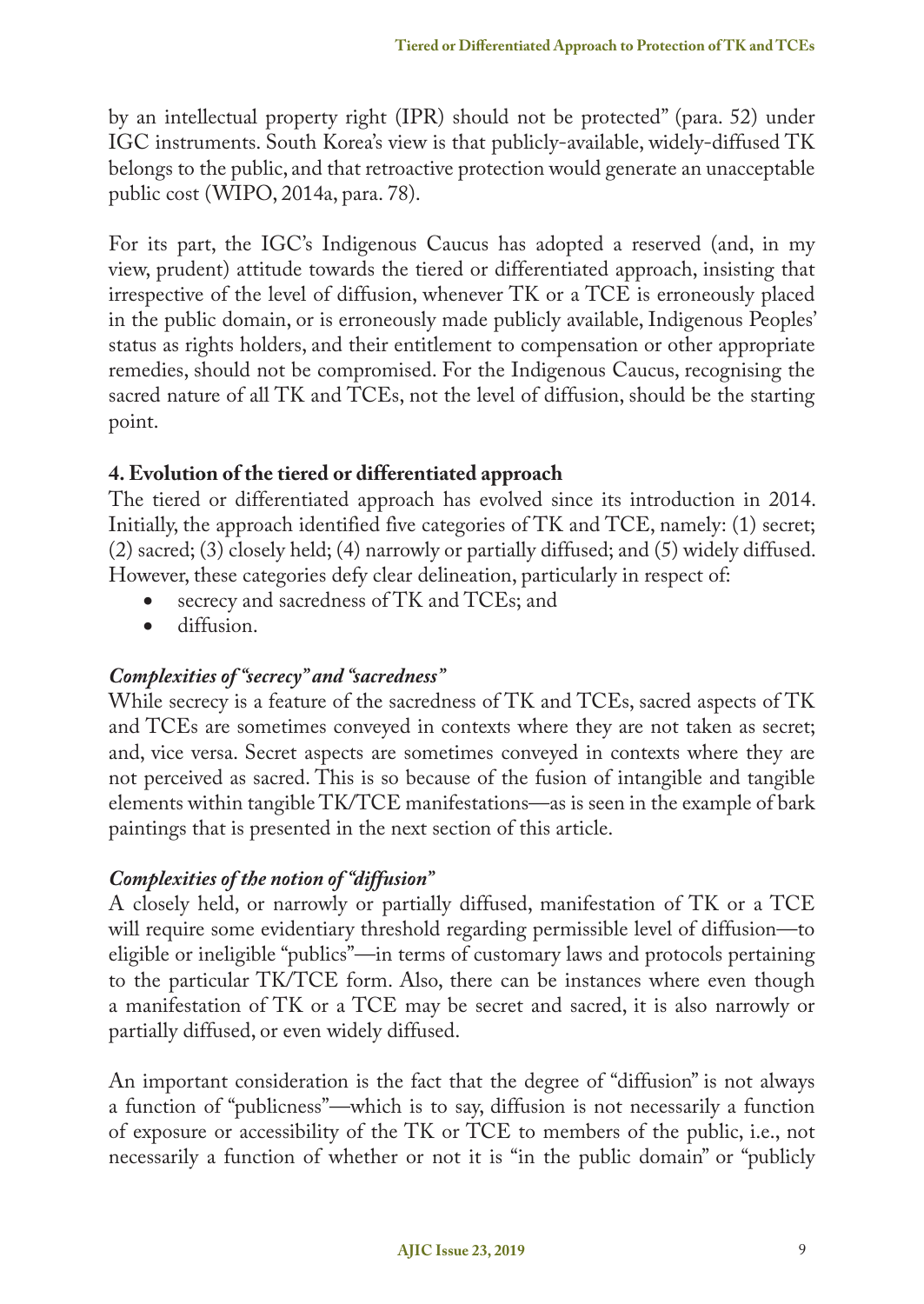by an intellectual property right (IPR) should not be protected" (para. 52) under IGC instruments. South Korea's view is that publicly-available, widely-diffused TK belongs to the public, and that retroactive protection would generate an unacceptable public cost (WIPO, 2014a, para. 78).

For its part, the IGC's Indigenous Caucus has adopted a reserved (and, in my view, prudent) attitude towards the tiered or differentiated approach, insisting that irrespective of the level of diffusion, whenever TK or a TCE is erroneously placed in the public domain, or is erroneously made publicly available, Indigenous Peoples' status as rights holders, and their entitlement to compensation or other appropriate remedies, should not be compromised. For the Indigenous Caucus, recognising the sacred nature of all TK and TCEs, not the level of diffusion, should be the starting point.

## 4. Evolution of the tiered or differentiated approach

The tiered or differentiated approach has evolved since its introduction in 2014. Initially, the approach identified five categories of TK and TCE, namely: (1) secret; (2) sacred; (3) closely held; (4) narrowly or partially diffused; and (5) widely diffused. However, these categories defy clear delineation, particularly in respect of:

- secrecy and sacredness of TK and TCEs; and
- diffusion.

### *Complexities of "secrecy" and "sacredness"*

While secrecy is a feature of the sacredness of TK and TCEs, sacred aspects of TK and TCEs are sometimes conveyed in contexts where they are not taken as secret; and, vice versa. Secret aspects are sometimes conveyed in contexts where they are not perceived as sacred. This is so because of the fusion of intangible and tangible elements within tangible TK/TCE manifestations—as is seen in the example of bark paintings that is presented in the next section of this article.

### *Complexities of the notion of "diffusion"*

A closely held, or narrowly or partially diffused, manifestation of TK or a TCE will require some evidentiary threshold regarding permissible level of diffusion—to eligible or ineligible "publics"—in terms of customary laws and protocols pertaining to the particular TK/TCE form. Also, there can be instances where even though a manifestation of TK or a TCE may be secret and sacred, it is also narrowly or partially diffused, or even widely diffused.

An important consideration is the fact that the degree of "diffusion" is not always a function of "publicness"—which is to say, diffusion is not necessarily a function of exposure or accessibility of the TK or TCE to members of the public, i.e., not necessarily a function of whether or not it is "in the public domain" or "publicly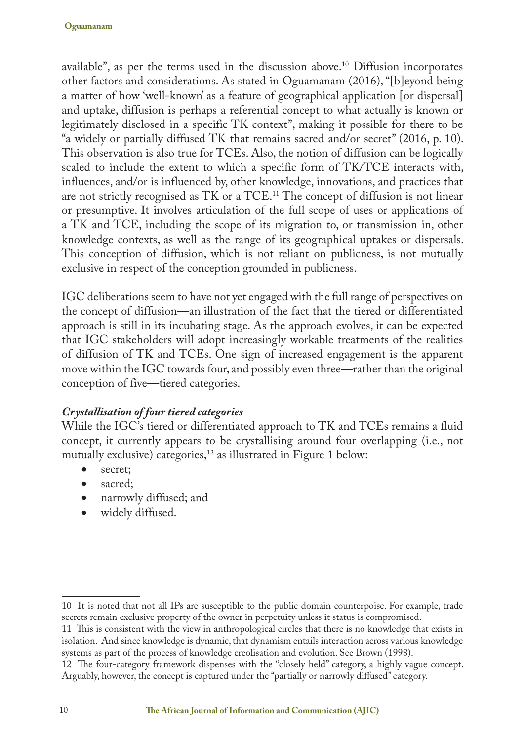available", as per the terms used in the discussion above.[10] Diffusion incorporates other factors and considerations. As stated in Oguamanam (2016), "[b]eyond being a matter of how 'well-known' as a feature of geographical application [or dispersal] and uptake, diffusion is perhaps a referential concept to what actually is known or legitimately disclosed in a specific TK context", making it possible for there to be "a widely or partially diffused TK that remains sacred and/or secret" (2016, p. 10). This observation is also true for TCEs. Also, the notion of diffusion can be logically scaled to include the extent to which a specific form of TK/TCE interacts with, influences, and/or is influenced by, other knowledge, innovations, and practices that are not strictly recognised as TK or a TCE.[11] The concept of diffusion is not linear or presumptive. It involves articulation of the full scope of uses or applications of a TK and TCE, including the scope of its migration to, or transmission in, other knowledge contexts, as well as the range of its geographical uptakes or dispersals. This conception of diffusion, which is not reliant on publicness, is not mutually exclusive in respect of the conception grounded in publicness.

IGC deliberations seem to have not yet engaged with the full range of perspectives on the concept of diffusion—an illustration of the fact that the tiered or differentiated approach is still in its incubating stage. As the approach evolves, it can be expected that IGC stakeholders will adopt increasingly workable treatments of the realities of diffusion of TK and TCEs. One sign of increased engagement is the apparent move within the IGC towards four, and possibly even three—rather than the original conception of five—tiered categories.

### *Crystallisation of four tiered categories*

While the IGC's tiered or differentiated approach to TK and TCEs remains a fluid concept, it currently appears to be crystallising around four overlapping (i.e., not mutually exclusive) categories,[12] as illustrated in Figure 1 below:

- secret;
- sacred;
- narrowly diffused; and
- widely diffused.

---

10 It is noted that not all IPs are susceptible to the public domain counterpoise. For example, trade secrets remain exclusive property of the owner in perpetuity unless it status is compromised.

11 This is consistent with the view in anthropological circles that there is no knowledge that exists in isolation. And since knowledge is dynamic, that dynamism entails interaction across various knowledge systems as part of the process of knowledge creolisation and evolution. See Brown (1998).

12 The four-category framework dispenses with the "closely held" category, a highly vague concept. Arguably, however, the concept is captured under the "partially or narrowly diffused" category.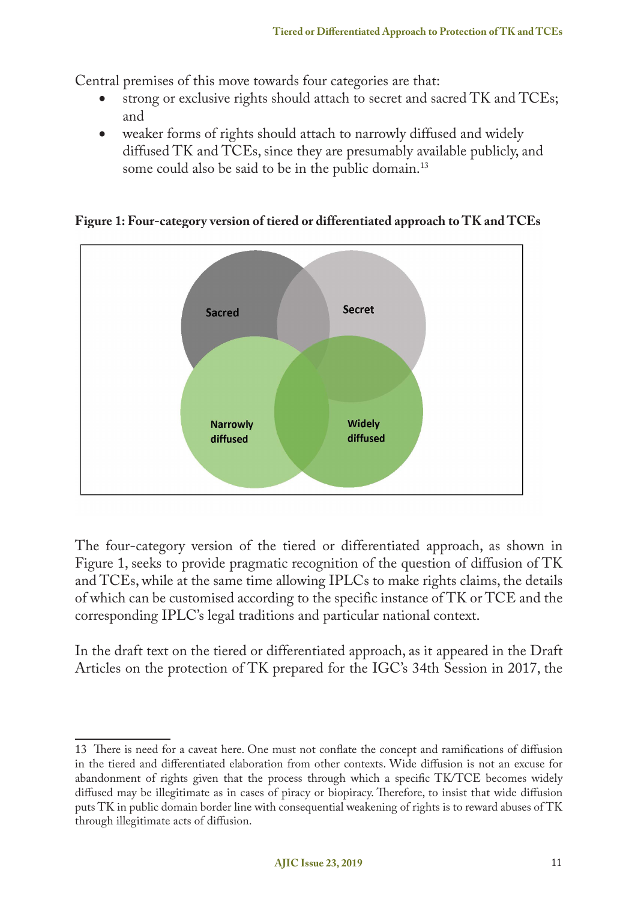Central premises of this move towards four categories are that:

- strong or exclusive rights should attach to secret and sacred TK and TCEs; and
- weaker forms of rights should attach to narrowly diffused and widely diffused TK and TCEs, since they are presumably available publicly, and some could also be said to be in the public domain.[13]

**Figure 1: Four-category version of tiered or differentiated approach to TK and TCEs**

Sacred

Secret

Narrowly diffused

Widely diffused

The four-category version of the tiered or differentiated approach, as shown in Figure 1, seeks to provide pragmatic recognition of the question of diffusion of TK and TCEs, while at the same time allowing IPLCs to make rights claims, the details of which can be customised according to the specific instance of TK or TCE and the corresponding IPLC's legal traditions and particular national context.

In the draft text on the tiered or differentiated approach, as it appeared in the Draft Articles on the protection of TK prepared for the IGC's 34th Session in 2017, the

13 There is need for a caveat here. One must not conflate the concept and ramifications of diffusion in the tiered and differentiated elaboration from other contexts. Wide diffusion is not an excuse for abandonment of rights given that the process through which a specific TK/TCE becomes widely diffused may be illegitimate as in cases of piracy or biopiracy. Therefore, to insist that wide diffusion puts TK in public domain border line with consequential weakening of rights is to reward abuses of TK through illegitimate acts of diffusion.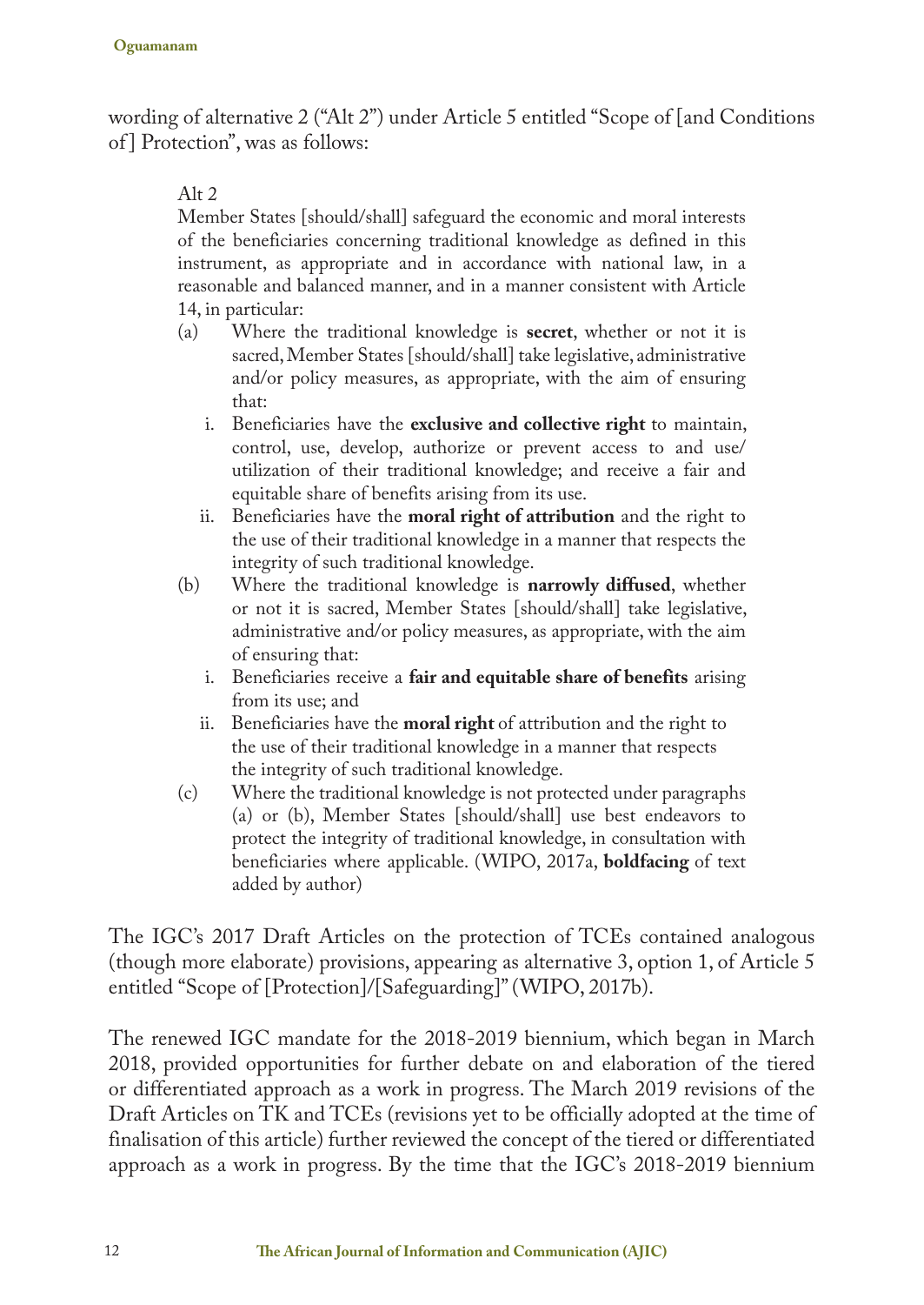wording of alternative 2 ("Alt 2") under Article 5 entitled "Scope of [and Conditions of] Protection", was as follows:

> Alt 2
>
> Member States [should/shall] safeguard the economic and moral interests of the beneficiaries concerning traditional knowledge as defined in this instrument, as appropriate and in accordance with national law, in a reasonable and balanced manner, and in a manner consistent with Article 14, in particular:
>
> (a) Where the traditional knowledge is **secret**, whether or not it is sacred, Member States [should/shall] take legislative, administrative and/or policy measures, as appropriate, with the aim of ensuring that:
>
> i. Beneficiaries have the **exclusive and collective right** to maintain, control, use, develop, authorize or prevent access to and use/utilization of their traditional knowledge; and receive a fair and equitable share of benefits arising from its use.
>
> ii. Beneficiaries have the **moral right of attribution** and the right to the use of their traditional knowledge in a manner that respects the integrity of such traditional knowledge.
>
> (b) Where the traditional knowledge is **narrowly diffused**, whether or not it is sacred, Member States [should/shall] take legislative, administrative and/or policy measures, as appropriate, with the aim of ensuring that:
>
> i. Beneficiaries receive a **fair and equitable share of benefits** arising from its use; and
>
> ii. Beneficiaries have the **moral right** of attribution and the right to the use of their traditional knowledge in a manner that respects the integrity of such traditional knowledge.
>
> (c) Where the traditional knowledge is not protected under paragraphs (a) or (b), Member States [should/shall] use best endeavors to protect the integrity of traditional knowledge, in consultation with beneficiaries where applicable. (WIPO, 2017a, **boldfacing** of text added by author)

The IGC's 2017 Draft Articles on the protection of TCEs contained analogous (though more elaborate) provisions, appearing as alternative 3, option 1, of Article 5 entitled "Scope of [Protection]/[Safeguarding]" (WIPO, 2017b).

The renewed IGC mandate for the 2018-2019 biennium, which began in March 2018, provided opportunities for further debate on and elaboration of the tiered or differentiated approach as a work in progress. The March 2019 revisions of the Draft Articles on TK and TCEs (revisions yet to be officially adopted at the time of finalisation of this article) further reviewed the concept of the tiered or differentiated approach as a work in progress. By the time that the IGC's 2018-2019 biennium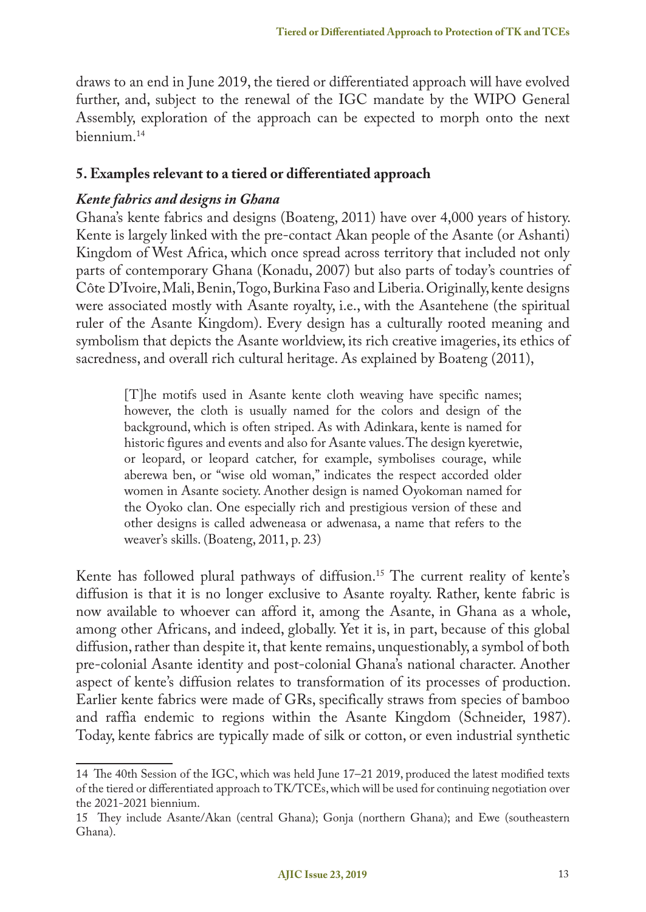draws to an end in June 2019, the tiered or differentiated approach will have evolved further, and, subject to the renewal of the IGC mandate by the WIPO General Assembly, exploration of the approach can be expected to morph onto the next biennium.[14]

## 5. Examples relevant to a tiered or differentiated approach

### *Kente fabrics and designs in Ghana*

Ghana's kente fabrics and designs (Boateng, 2011) have over 4,000 years of history. Kente is largely linked with the pre-contact Akan people of the Asante (or Ashanti) Kingdom of West Africa, which once spread across territory that included not only parts of contemporary Ghana (Konadu, 2007) but also parts of today's countries of Côte D'Ivoire, Mali, Benin, Togo, Burkina Faso and Liberia. Originally, kente designs were associated mostly with Asante royalty, i.e., with the Asantehene (the spiritual ruler of the Asante Kingdom). Every design has a culturally rooted meaning and symbolism that depicts the Asante worldview, its rich creative imageries, its ethics of sacredness, and overall rich cultural heritage. As explained by Boateng (2011),

> [T]he motifs used in Asante kente cloth weaving have specific names; however, the cloth is usually named for the colors and design of the background, which is often striped. As with Adinkara, kente is named for historic figures and events and also for Asante values. The design kyeretwie, or leopard, or leopard catcher, for example, symbolises courage, while aberewa ben, or "wise old woman," indicates the respect accorded older women in Asante society. Another design is named Oyokoman named for the Oyoko clan. One especially rich and prestigious version of these and other designs is called adweneasa or adwenasa, a name that refers to the weaver's skills. (Boateng, 2011, p. 23)

Kente has followed plural pathways of diffusion.[15] The current reality of kente's diffusion is that it is no longer exclusive to Asante royalty. Rather, kente fabric is now available to whoever can afford it, among the Asante, in Ghana as a whole, among other Africans, and indeed, globally. Yet it is, in part, because of this global diffusion, rather than despite it, that kente remains, unquestionably, a symbol of both pre-colonial Asante identity and post-colonial Ghana's national character. Another aspect of kente's diffusion relates to transformation of its processes of production. Earlier kente fabrics were made of GRs, specifically straws from species of bamboo and raffia endemic to regions within the Asante Kingdom (Schneider, 1987). Today, kente fabrics are typically made of silk or cotton, or even industrial synthetic

---

14 The 40th Session of the IGC, which was held June 17–21 2019, produced the latest modified texts of the tiered or differentiated approach to TK/TCEs, which will be used for continuing negotiation over the 2021-2021 biennium.

15 They include Asante/Akan (central Ghana); Gonja (northern Ghana); and Ewe (southeastern Ghana).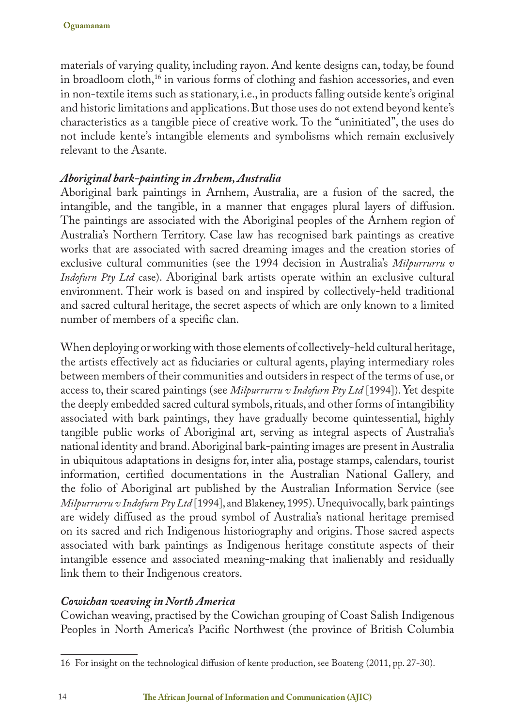materials of varying quality, including rayon. And kente designs can, today, be found in broadloom cloth,[16] in various forms of clothing and fashion accessories, and even in non-textile items such as stationary, i.e., in products falling outside kente's original and historic limitations and applications. But those uses do not extend beyond kente's characteristics as a tangible piece of creative work. To the "uninitiated", the uses do not include kente's intangible elements and symbolisms which remain exclusively relevant to the Asante.

### *Aboriginal bark-painting in Arnhem, Australia*

Aboriginal bark paintings in Arnhem, Australia, are a fusion of the sacred, the intangible, and the tangible, in a manner that engages plural layers of diffusion. The paintings are associated with the Aboriginal peoples of the Arnhem region of Australia's Northern Territory. Case law has recognised bark paintings as creative works that are associated with sacred dreaming images and the creation stories of exclusive cultural communities (see the 1994 decision in Australia's *Milpurrurru v Indofurn Pty Ltd* case). Aboriginal bark artists operate within an exclusive cultural environment. Their work is based on and inspired by collectively-held traditional and sacred cultural heritage, the secret aspects of which are only known to a limited number of members of a specific clan.

When deploying or working with those elements of collectively-held cultural heritage, the artists effectively act as fiduciaries or cultural agents, playing intermediary roles between members of their communities and outsiders in respect of the terms of use, or access to, their scared paintings (see *Milpurrurru v Indofurn Pty Ltd* [1994]). Yet despite the deeply embedded sacred cultural symbols, rituals, and other forms of intangibility associated with bark paintings, they have gradually become quintessential, highly tangible public works of Aboriginal art, serving as integral aspects of Australia's national identity and brand. Aboriginal bark-painting images are present in Australia in ubiquitous adaptations in designs for, inter alia, postage stamps, calendars, tourist information, certified documentations in the Australian National Gallery, and the folio of Aboriginal art published by the Australian Information Service (see *Milpurrurru v Indofurn Pty Ltd* [1994], and Blakeney, 1995). Unequivocally, bark paintings are widely diffused as the proud symbol of Australia's national heritage premised on its sacred and rich Indigenous historiography and origins. Those sacred aspects associated with bark paintings as Indigenous heritage constitute aspects of their intangible essence and associated meaning-making that inalienably and residually link them to their Indigenous creators.

### *Cowichan weaving in North America*

Cowichan weaving, practised by the Cowichan grouping of Coast Salish Indigenous Peoples in North America's Pacific Northwest (the province of British Columbia

---

16 For insight on the technological diffusion of kente production, see Boateng (2011, pp. 27-30).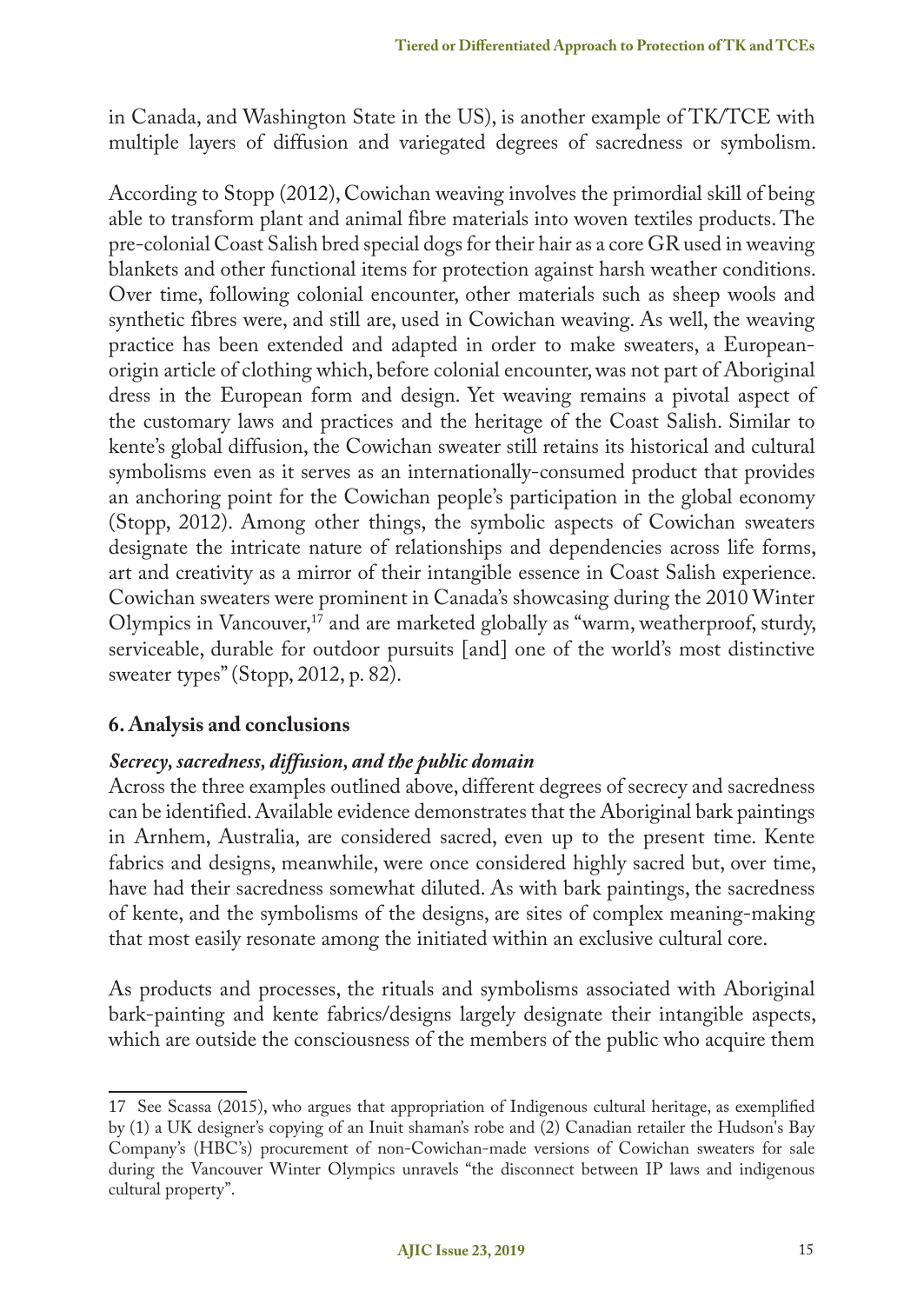in Canada, and Washington State in the US), is another example of TK/TCE with multiple layers of diffusion and variegated degrees of sacredness or symbolism.

According to Stopp (2012), Cowichan weaving involves the primordial skill of being able to transform plant and animal fibre materials into woven textiles products. The pre-colonial Coast Salish bred special dogs for their hair as a core GR used in weaving blankets and other functional items for protection against harsh weather conditions. Over time, following colonial encounter, other materials such as sheep wools and synthetic fibres were, and still are, used in Cowichan weaving. As well, the weaving practice has been extended and adapted in order to make sweaters, a European-origin article of clothing which, before colonial encounter, was not part of Aboriginal dress in the European form and design. Yet weaving remains a pivotal aspect of the customary laws and practices and the heritage of the Coast Salish. Similar to kente's global diffusion, the Cowichan sweater still retains its historical and cultural symbolisms even as it serves as an internationally-consumed product that provides an anchoring point for the Cowichan people's participation in the global economy (Stopp, 2012). Among other things, the symbolic aspects of Cowichan sweaters designate the intricate nature of relationships and dependencies across life forms, art and creativity as a mirror of their intangible essence in Coast Salish experience. Cowichan sweaters were prominent in Canada's showcasing during the 2010 Winter Olympics in Vancouver,[17] and are marketed globally as "warm, weatherproof, sturdy, serviceable, durable for outdoor pursuits [and] one of the world's most distinctive sweater types" (Stopp, 2012, p. 82).

## 6. Analysis and conclusions

### *Secrecy, sacredness, diffusion, and the public domain*

Across the three examples outlined above, different degrees of secrecy and sacredness can be identified. Available evidence demonstrates that the Aboriginal bark paintings in Arnhem, Australia, are considered sacred, even up to the present time. Kente fabrics and designs, meanwhile, were once considered highly sacred but, over time, have had their sacredness somewhat diluted. As with bark paintings, the sacredness of kente, and the symbolisms of the designs, are sites of complex meaning-making that most easily resonate among the initiated within an exclusive cultural core.

As products and processes, the rituals and symbolisms associated with Aboriginal bark-painting and kente fabrics/designs largely designate their intangible aspects, which are outside the consciousness of the members of the public who acquire them

---

17 See Scassa (2015), who argues that appropriation of Indigenous cultural heritage, as exemplified by (1) a UK designer's copying of an Inuit shaman's robe and (2) Canadian retailer the Hudson's Bay Company's (HBC's) procurement of non-Cowichan-made versions of Cowichan sweaters for sale during the Vancouver Winter Olympics unravels "the disconnect between IP laws and indigenous cultural property".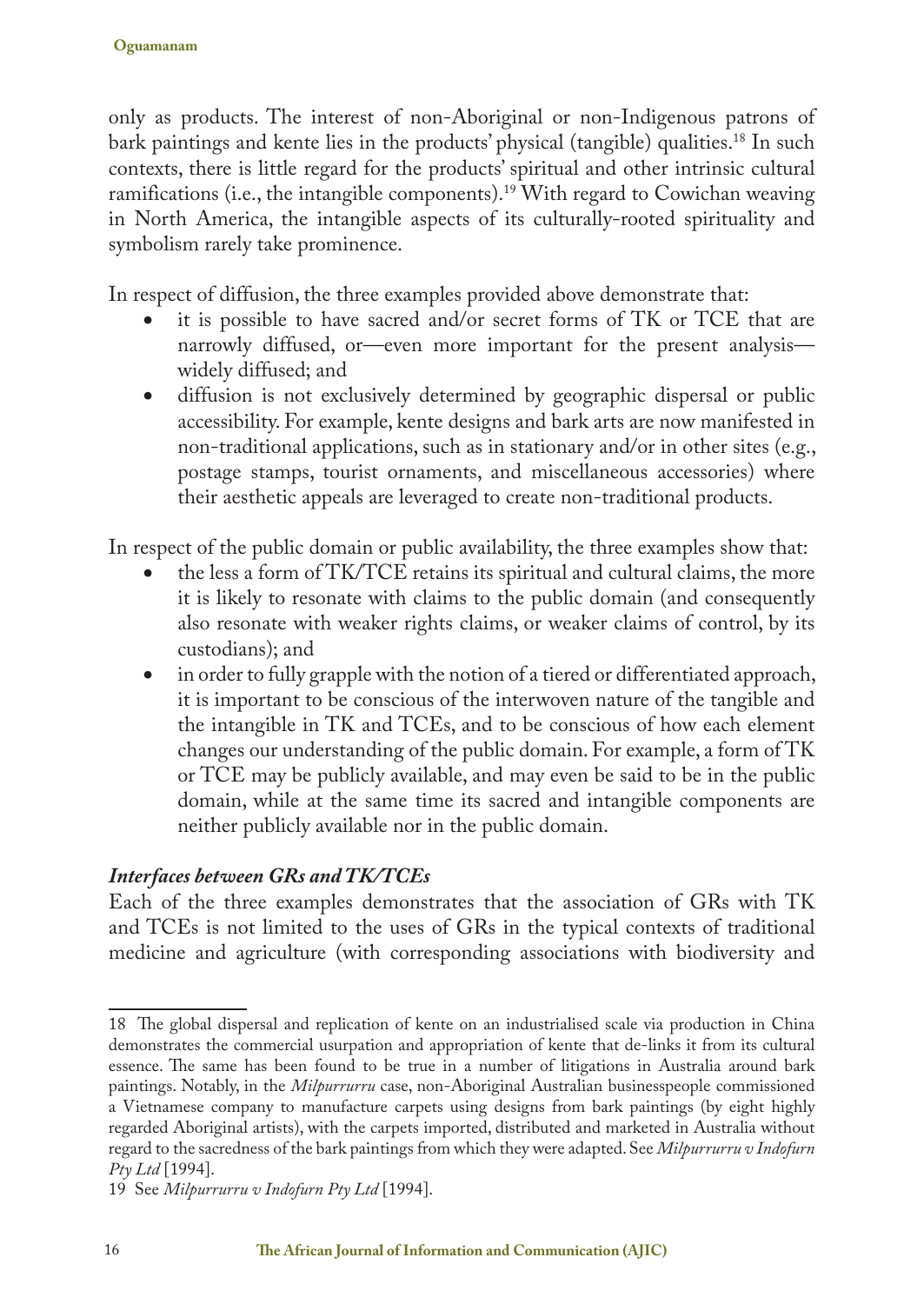only as products. The interest of non-Aboriginal or non-Indigenous patrons of bark paintings and kente lies in the products' physical (tangible) qualities.[18] In such contexts, there is little regard for the products' spiritual and other intrinsic cultural ramifications (i.e., the intangible components).[19] With regard to Cowichan weaving in North America, the intangible aspects of its culturally-rooted spirituality and symbolism rarely take prominence.

In respect of diffusion, the three examples provided above demonstrate that:

- it is possible to have sacred and/or secret forms of TK or TCE that are narrowly diffused, or—even more important for the present analysis—widely diffused; and
- diffusion is not exclusively determined by geographic dispersal or public accessibility. For example, kente designs and bark arts are now manifested in non-traditional applications, such as in stationary and/or in other sites (e.g., postage stamps, tourist ornaments, and miscellaneous accessories) where their aesthetic appeals are leveraged to create non-traditional products.

In respect of the public domain or public availability, the three examples show that:

- the less a form of TK/TCE retains its spiritual and cultural claims, the more it is likely to resonate with claims to the public domain (and consequently also resonate with weaker rights claims, or weaker claims of control, by its custodians); and
- in order to fully grapple with the notion of a tiered or differentiated approach, it is important to be conscious of the interwoven nature of the tangible and the intangible in TK and TCEs, and to be conscious of how each element changes our understanding of the public domain. For example, a form of TK or TCE may be publicly available, and may even be said to be in the public domain, while at the same time its sacred and intangible components are neither publicly available nor in the public domain.

### *Interfaces between GRs and TK/TCEs*

Each of the three examples demonstrates that the association of GRs with TK and TCEs is not limited to the uses of GRs in the typical contexts of traditional medicine and agriculture (with corresponding associations with biodiversity and

---

18 The global dispersal and replication of kente on an industrialised scale via production in China demonstrates the commercial usurpation and appropriation of kente that de-links it from its cultural essence. The same has been found to be true in a number of litigations in Australia around bark paintings. Notably, in the *Milpurrurru* case, non-Aboriginal Australian businesspeople commissioned a Vietnamese company to manufacture carpets using designs from bark paintings (by eight highly regarded Aboriginal artists), with the carpets imported, distributed and marketed in Australia without regard to the sacredness of the bark paintings from which they were adapted. See *Milpurrurru v Indofurn Pty Ltd* [1994].

19 See *Milpurrurru v Indofurn Pty Ltd* [1994].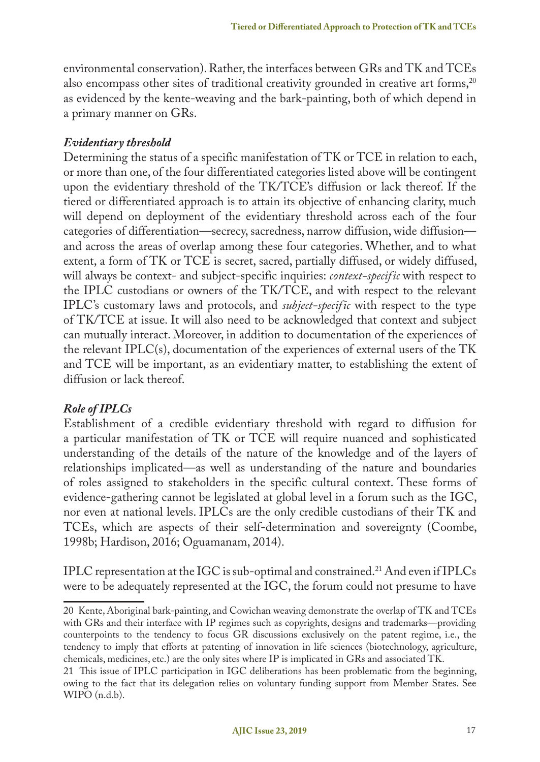environmental conservation). Rather, the interfaces between GRs and TK and TCEs also encompass other sites of traditional creativity grounded in creative art forms,[20] as evidenced by the kente-weaving and the bark-painting, both of which depend in a primary manner on GRs.

### *Evidentiary threshold*

Determining the status of a specific manifestation of TK or TCE in relation to each, or more than one, of the four differentiated categories listed above will be contingent upon the evidentiary threshold of the TK/TCE's diffusion or lack thereof. If the tiered or differentiated approach is to attain its objective of enhancing clarity, much will depend on deployment of the evidentiary threshold across each of the four categories of differentiation—secrecy, sacredness, narrow diffusion, wide diffusion—and across the areas of overlap among these four categories. Whether, and to what extent, a form of TK or TCE is secret, sacred, partially diffused, or widely diffused, will always be context- and subject-specific inquiries: *context-specific* with respect to the IPLC custodians or owners of the TK/TCE, and with respect to the relevant IPLC's customary laws and protocols, and *subject-specific* with respect to the type of TK/TCE at issue. It will also need to be acknowledged that context and subject can mutually interact. Moreover, in addition to documentation of the experiences of the relevant IPLC(s), documentation of the experiences of external users of the TK and TCE will be important, as an evidentiary matter, to establishing the extent of diffusion or lack thereof.

### *Role of IPLCs*

Establishment of a credible evidentiary threshold with regard to diffusion for a particular manifestation of TK or TCE will require nuanced and sophisticated understanding of the details of the nature of the knowledge and of the layers of relationships implicated—as well as understanding of the nature and boundaries of roles assigned to stakeholders in the specific cultural context. These forms of evidence-gathering cannot be legislated at global level in a forum such as the IGC, nor even at national levels. IPLCs are the only credible custodians of their TK and TCEs, which are aspects of their self-determination and sovereignty (Coombe, 1998b; Hardison, 2016; Oguamanam, 2014).

IPLC representation at the IGC is sub-optimal and constrained.[21] And even if IPLCs were to be adequately represented at the IGC, the forum could not presume to have

---

20 Kente, Aboriginal bark-painting, and Cowichan weaving demonstrate the overlap of TK and TCEs with GRs and their interface with IP regimes such as copyrights, designs and trademarks—providing counterpoints to the tendency to focus GR discussions exclusively on the patent regime, i.e., the tendency to imply that efforts at patenting of innovation in life sciences (biotechnology, agriculture, chemicals, medicines, etc.) are the only sites where IP is implicated in GRs and associated TK.

21 This issue of IPLC participation in IGC deliberations has been problematic from the beginning, owing to the fact that its delegation relies on voluntary funding support from Member States. See WIPO (n.d.b).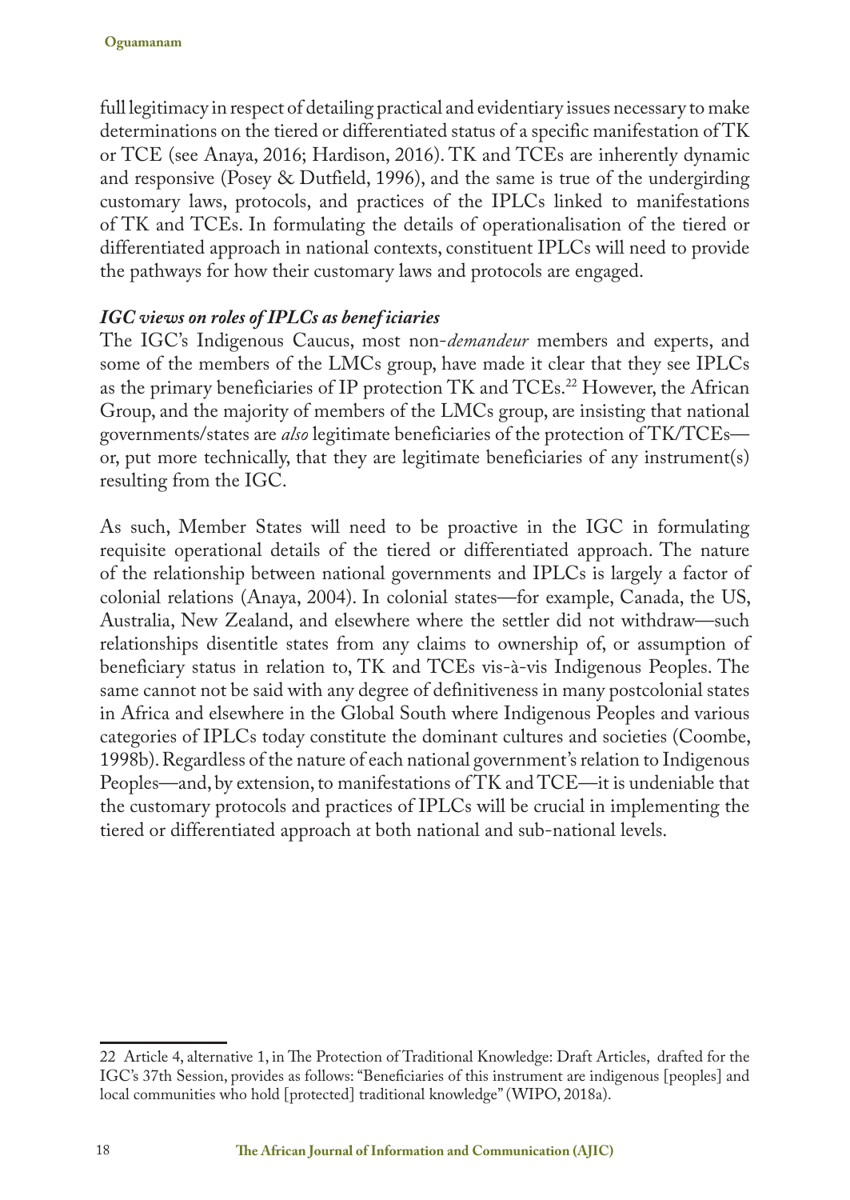full legitimacy in respect of detailing practical and evidentiary issues necessary to make determinations on the tiered or differentiated status of a specific manifestation of TK or TCE (see Anaya, 2016; Hardison, 2016). TK and TCEs are inherently dynamic and responsive (Posey & Dutfield, 1996), and the same is true of the undergirding customary laws, protocols, and practices of the IPLCs linked to manifestations of TK and TCEs. In formulating the details of operationalisation of the tiered or differentiated approach in national contexts, constituent IPLCs will need to provide the pathways for how their customary laws and protocols are engaged.

### *IGC views on roles of IPLCs as beneficiaries*

The IGC's Indigenous Caucus, most non-*demandeur* members and experts, and some of the members of the LMCs group, have made it clear that they see IPLCs as the primary beneficiaries of IP protection TK and TCEs.[22] However, the African Group, and the majority of members of the LMCs group, are insisting that national governments/states are *also* legitimate beneficiaries of the protection of TK/TCEs—or, put more technically, that they are legitimate beneficiaries of any instrument(s) resulting from the IGC.

As such, Member States will need to be proactive in the IGC in formulating requisite operational details of the tiered or differentiated approach. The nature of the relationship between national governments and IPLCs is largely a factor of colonial relations (Anaya, 2004). In colonial states—for example, Canada, the US, Australia, New Zealand, and elsewhere where the settler did not withdraw—such relationships disentitle states from any claims to ownership of, or assumption of beneficiary status in relation to, TK and TCEs vis-à-vis Indigenous Peoples. The same cannot not be said with any degree of definitiveness in many postcolonial states in Africa and elsewhere in the Global South where Indigenous Peoples and various categories of IPLCs today constitute the dominant cultures and societies (Coombe, 1998b). Regardless of the nature of each national government's relation to Indigenous Peoples—and, by extension, to manifestations of TK and TCE—it is undeniable that the customary protocols and practices of IPLCs will be crucial in implementing the tiered or differentiated approach at both national and sub-national levels.

---

22 Article 4, alternative 1, in The Protection of Traditional Knowledge: Draft Articles, drafted for the IGC's 37th Session, provides as follows: "Beneficiaries of this instrument are indigenous [peoples] and local communities who hold [protected] traditional knowledge" (WIPO, 2018a).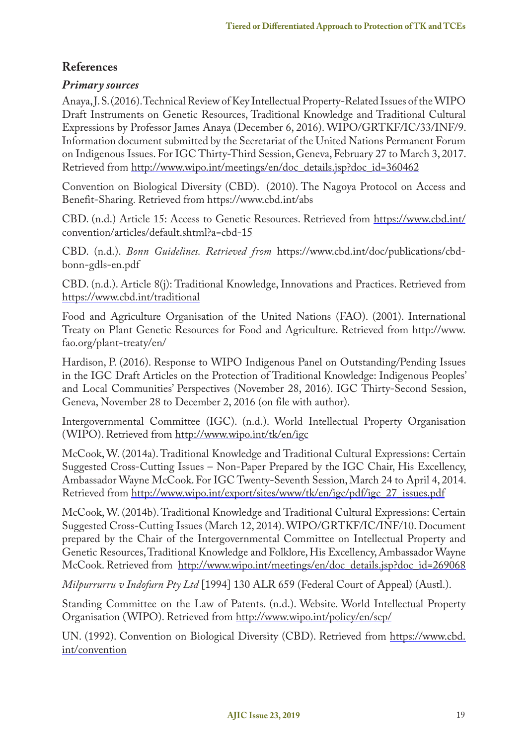## References

### *Primary sources*

Anaya, J. S. (2016). Technical Review of Key Intellectual Property-Related Issues of the WIPO Draft Instruments on Genetic Resources, Traditional Knowledge and Traditional Cultural Expressions by Professor James Anaya (December 6, 2016). WIPO/GRTKF/IC/33/INF/9. Information document submitted by the Secretariat of the United Nations Permanent Forum on Indigenous Issues. For IGC Thirty-Third Session, Geneva, February 27 to March 3, 2017. Retrieved from http://www.wipo.int/meetings/en/doc_details.jsp?doc_id=360462

Convention on Biological Diversity (CBD). (2010). The Nagoya Protocol on Access and Benefit-Sharing. Retrieved from https://www.cbd.int/abs

CBD. (n.d.) Article 15: Access to Genetic Resources. Retrieved from https://www.cbd.int/convention/articles/default.shtml?a=cbd-15

CBD. (n.d.). *Bonn Guidelines. Retrieved from* https://www.cbd.int/doc/publications/cbd-bonn-gdls-en.pdf

CBD. (n.d.). Article 8(j): Traditional Knowledge, Innovations and Practices. Retrieved from https://www.cbd.int/traditional

Food and Agriculture Organisation of the United Nations (FAO). (2001). International Treaty on Plant Genetic Resources for Food and Agriculture. Retrieved from http://www.fao.org/plant-treaty/en/

Hardison, P. (2016). Response to WIPO Indigenous Panel on Outstanding/Pending Issues in the IGC Draft Articles on the Protection of Traditional Knowledge: Indigenous Peoples' and Local Communities' Perspectives (November 28, 2016). IGC Thirty-Second Session, Geneva, November 28 to December 2, 2016 (on file with author).

Intergovernmental Committee (IGC). (n.d.). World Intellectual Property Organisation (WIPO). Retrieved from http://www.wipo.int/tk/en/igc

McCook, W. (2014a). Traditional Knowledge and Traditional Cultural Expressions: Certain Suggested Cross-Cutting Issues – Non-Paper Prepared by the IGC Chair, His Excellency, Ambassador Wayne McCook. For IGC Twenty-Seventh Session, March 24 to April 4, 2014. Retrieved from http://www.wipo.int/export/sites/www/tk/en/igc/pdf/igc_27_issues.pdf

McCook, W. (2014b). Traditional Knowledge and Traditional Cultural Expressions: Certain Suggested Cross-Cutting Issues (March 12, 2014). WIPO/GRTKF/IC/INF/10. Document prepared by the Chair of the Intergovernmental Committee on Intellectual Property and Genetic Resources, Traditional Knowledge and Folklore, His Excellency, Ambassador Wayne McCook. Retrieved from http://www.wipo.int/meetings/en/doc_details.jsp?doc_id=269068

*Milpurrurru v Indofurn Pty Ltd* [1994] 130 ALR 659 (Federal Court of Appeal) (Austl.).

Standing Committee on the Law of Patents. (n.d.). Website. World Intellectual Property Organisation (WIPO). Retrieved from http://www.wipo.int/policy/en/scp/

UN. (1992). Convention on Biological Diversity (CBD). Retrieved from https://www.cbd.int/convention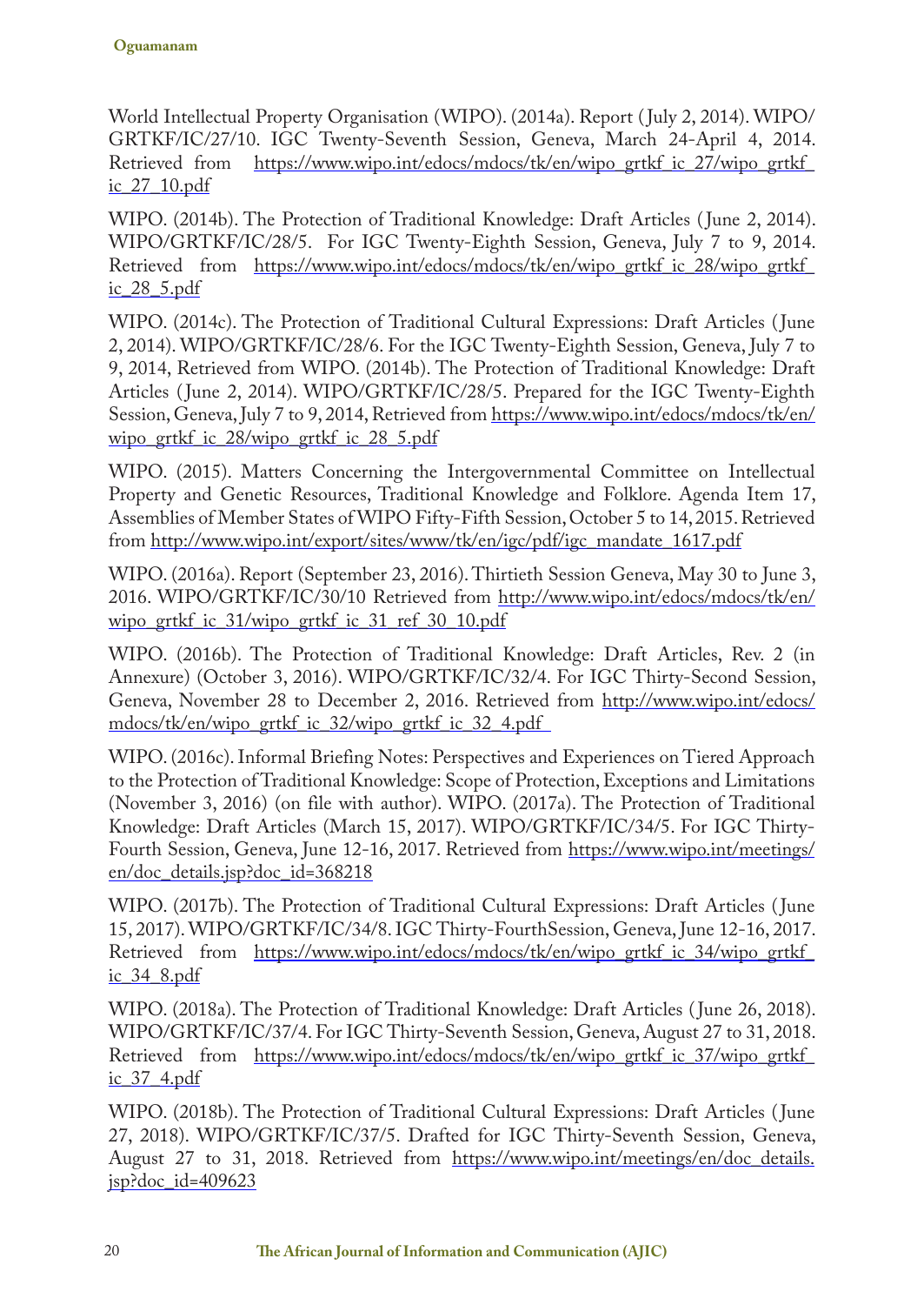World Intellectual Property Organisation (WIPO). (2014a). Report (July 2, 2014). WIPO/GRTKF/IC/27/10. IGC Twenty-Seventh Session, Geneva, March 24-April 4, 2014. Retrieved from https://www.wipo.int/edocs/mdocs/tk/en/wipo_grtkf_ic_27/wipo_grtkf_ic_27_10.pdf

WIPO. (2014b). The Protection of Traditional Knowledge: Draft Articles (June 2, 2014). WIPO/GRTKF/IC/28/5. For IGC Twenty-Eighth Session, Geneva, July 7 to 9, 2014. Retrieved from https://www.wipo.int/edocs/mdocs/tk/en/wipo_grtkf_ic_28/wipo_grtkf_ic_28_5.pdf

WIPO. (2014c). The Protection of Traditional Cultural Expressions: Draft Articles (June 2, 2014). WIPO/GRTKF/IC/28/6. For the IGC Twenty-Eighth Session, Geneva, July 7 to 9, 2014, Retrieved from WIPO. (2014b). The Protection of Traditional Knowledge: Draft Articles (June 2, 2014). WIPO/GRTKF/IC/28/5. Prepared for the IGC Twenty-Eighth Session, Geneva, July 7 to 9, 2014, Retrieved from https://www.wipo.int/edocs/mdocs/tk/en/wipo_grtkf_ic_28/wipo_grtkf_ic_28_5.pdf

WIPO. (2015). Matters Concerning the Intergovernmental Committee on Intellectual Property and Genetic Resources, Traditional Knowledge and Folklore. Agenda Item 17, Assemblies of Member States of WIPO Fifty-Fifth Session, October 5 to 14, 2015. Retrieved from http://www.wipo.int/export/sites/www/tk/en/igc/pdf/igc_mandate_1617.pdf

WIPO. (2016a). Report (September 23, 2016). Thirtieth Session Geneva, May 30 to June 3, 2016. WIPO/GRTKF/IC/30/10 Retrieved from http://www.wipo.int/edocs/mdocs/tk/en/wipo_grtkf_ic_31/wipo_grtkf_ic_31_ref_30_10.pdf

WIPO. (2016b). The Protection of Traditional Knowledge: Draft Articles, Rev. 2 (in Annexure) (October 3, 2016). WIPO/GRTKF/IC/32/4. For IGC Thirty-Second Session, Geneva, November 28 to December 2, 2016. Retrieved from http://www.wipo.int/edocs/mdocs/tk/en/wipo_grtkf_ic_32/wipo_grtkf_ic_32_4.pdf

WIPO. (2016c). Informal Briefing Notes: Perspectives and Experiences on Tiered Approach to the Protection of Traditional Knowledge: Scope of Protection, Exceptions and Limitations (November 3, 2016) (on file with author). WIPO. (2017a). The Protection of Traditional Knowledge: Draft Articles (March 15, 2017). WIPO/GRTKF/IC/34/5. For IGC Thirty-Fourth Session, Geneva, June 12-16, 2017. Retrieved from https://www.wipo.int/meetings/en/doc_details.jsp?doc_id=368218

WIPO. (2017b). The Protection of Traditional Cultural Expressions: Draft Articles (June 15, 2017). WIPO/GRTKF/IC/34/8. IGC Thirty-FourthSession, Geneva, June 12-16, 2017. Retrieved from https://www.wipo.int/edocs/mdocs/tk/en/wipo_grtkf_ic_34/wipo_grtkf_ic_34_8.pdf

WIPO. (2018a). The Protection of Traditional Knowledge: Draft Articles (June 26, 2018). WIPO/GRTKF/IC/37/4. For IGC Thirty-Seventh Session, Geneva, August 27 to 31, 2018. Retrieved from https://www.wipo.int/edocs/mdocs/tk/en/wipo_grtkf_ic_37/wipo_grtkf_ic_37_4.pdf

WIPO. (2018b). The Protection of Traditional Cultural Expressions: Draft Articles (June 27, 2018). WIPO/GRTKF/IC/37/5. Drafted for IGC Thirty-Seventh Session, Geneva, August 27 to 31, 2018. Retrieved from https://www.wipo.int/meetings/en/doc_details.jsp?doc_id=409623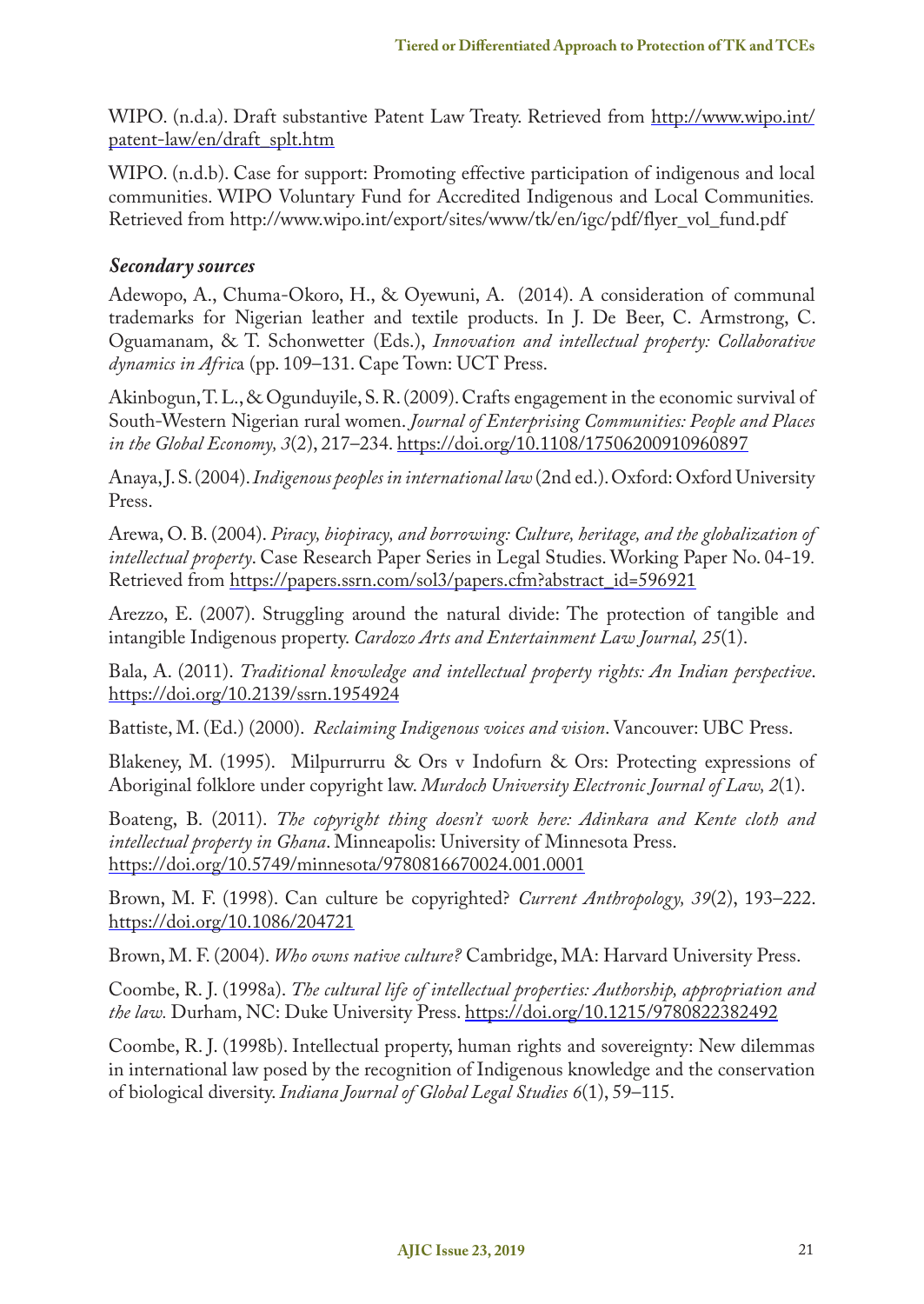WIPO. (n.d.a). Draft substantive Patent Law Treaty. Retrieved from http://www.wipo.int/patent-law/en/draft_splt.htm

WIPO. (n.d.b). Case for support: Promoting effective participation of indigenous and local communities. WIPO Voluntary Fund for Accredited Indigenous and Local Communities. Retrieved from http://www.wipo.int/export/sites/www/tk/en/igc/pdf/flyer_vol_fund.pdf

### *Secondary sources*

Adewopo, A., Chuma-Okoro, H., & Oyewuni, A. (2014). A consideration of communal trademarks for Nigerian leather and textile products. In J. De Beer, C. Armstrong, C. Oguamanam, & T. Schonwetter (Eds.), *Innovation and intellectual property: Collaborative dynamics in Afric*a (pp. 109–131. Cape Town: UCT Press.

Akinbogun, T. L., & Ogunduyile, S. R. (2009). Crafts engagement in the economic survival of South-Western Nigerian rural women. *Journal of Enterprising Communities: People and Places in the Global Economy, 3*(2), 217–234. https://doi.org/10.1108/17506200910960897

Anaya, J. S. (2004). *Indigenous peoples in international law* (2nd ed.). Oxford: Oxford University Press.

Arewa, O. B. (2004). *Piracy, biopiracy, and borrowing: Culture, heritage, and the globalization of intellectual property*. Case Research Paper Series in Legal Studies. Working Paper No. 04-19. Retrieved from https://papers.ssrn.com/sol3/papers.cfm?abstract_id=596921

Arezzo, E. (2007). Struggling around the natural divide: The protection of tangible and intangible Indigenous property. *Cardozo Arts and Entertainment Law Journal, 25*(1).

Bala, A. (2011). *Traditional knowledge and intellectual property rights: An Indian perspective*. https://doi.org/10.2139/ssrn.1954924

Battiste, M. (Ed.) (2000). *Reclaiming Indigenous voices and vision*. Vancouver: UBC Press.

Blakeney, M. (1995). Milpurrurru & Ors v Indofurn & Ors: Protecting expressions of Aboriginal folklore under copyright law. *Murdoch University Electronic Journal of Law, 2*(1).

Boateng, B. (2011). *The copyright thing doesn't work here: Adinkara and Kente cloth and intellectual property in Ghana*. Minneapolis: University of Minnesota Press. https://doi.org/10.5749/minnesota/9780816670024.001.0001

Brown, M. F. (1998). Can culture be copyrighted? *Current Anthropology, 39*(2), 193–222. https://doi.org/10.1086/204721

Brown, M. F. (2004). *Who owns native culture?* Cambridge, MA: Harvard University Press.

Coombe, R. J. (1998a). *The cultural life of intellectual properties: Authorship, appropriation and the law.* Durham, NC: Duke University Press. https://doi.org/10.1215/9780822382492

Coombe, R. J. (1998b). Intellectual property, human rights and sovereignty: New dilemmas in international law posed by the recognition of Indigenous knowledge and the conservation of biological diversity. *Indiana Journal of Global Legal Studies 6*(1), 59–115.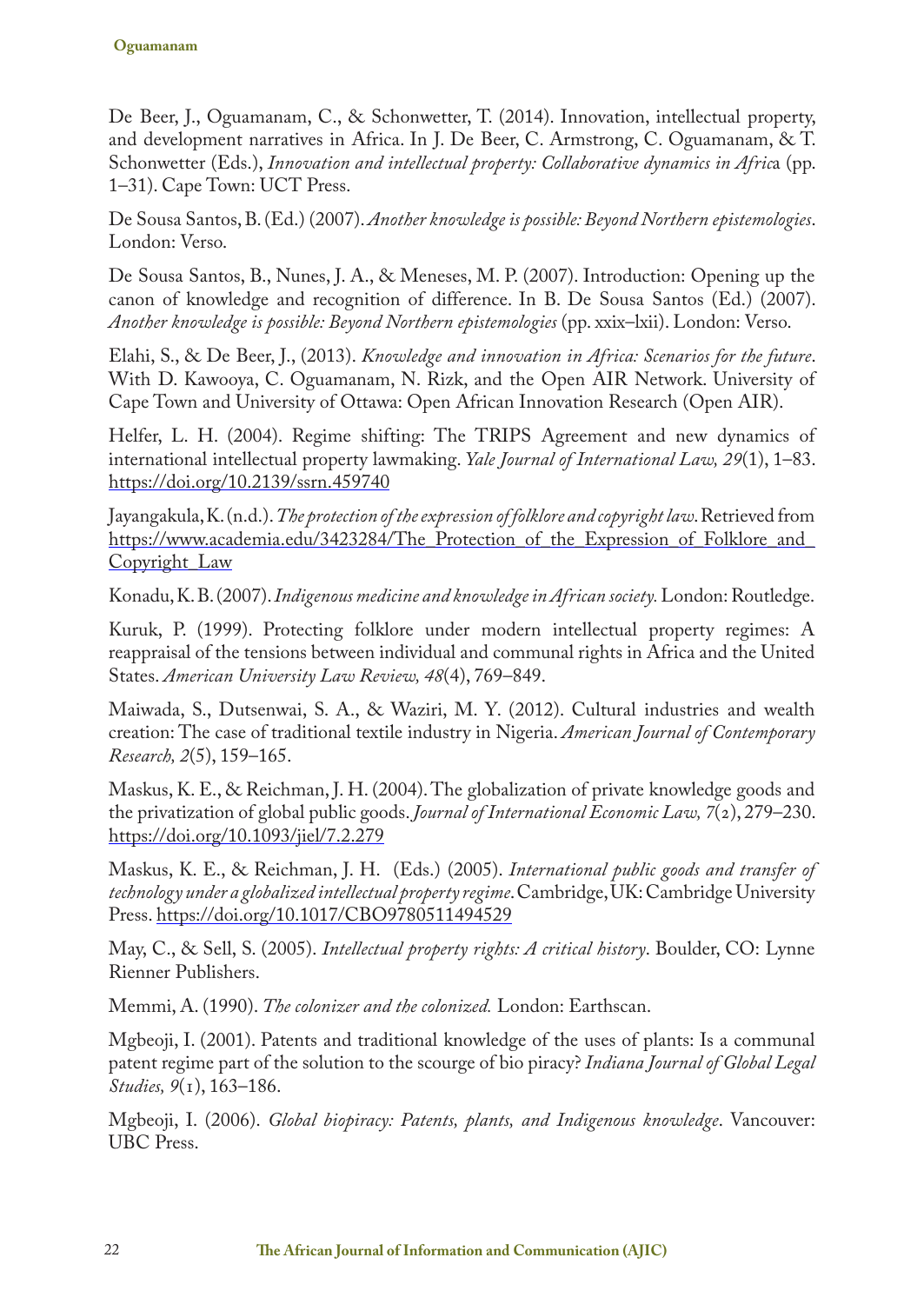De Beer, J., Oguamanam, C., & Schonwetter, T. (2014). Innovation, intellectual property, and development narratives in Africa. In J. De Beer, C. Armstrong, C. Oguamanam, & T. Schonwetter (Eds.), *Innovation and intellectual property: Collaborative dynamics in Afric*a (pp. 1–31). Cape Town: UCT Press.

De Sousa Santos, B. (Ed.) (2007). *Another knowledge is possible: Beyond Northern epistemologies*. London: Verso.

De Sousa Santos, B., Nunes, J. A., & Meneses, M. P. (2007). Introduction: Opening up the canon of knowledge and recognition of difference. In B. De Sousa Santos (Ed.) (2007). *Another knowledge is possible: Beyond Northern epistemologies* (pp. xxix–lxii). London: Verso.

Elahi, S., & De Beer, J., (2013). *Knowledge and innovation in Africa: Scenarios for the future*. With D. Kawooya, C. Oguamanam, N. Rizk, and the Open AIR Network. University of Cape Town and University of Ottawa: Open African Innovation Research (Open AIR).

Helfer, L. H. (2004). Regime shifting: The TRIPS Agreement and new dynamics of international intellectual property lawmaking. *Yale Journal of International Law, 29*(1), 1–83. https://doi.org/10.2139/ssrn.459740

Jayangakula, K. (n.d.). *The protection of the expression of folklore and copyright law*. Retrieved from https://www.academia.edu/3423284/The_Protection_of_the_Expression_of_Folklore_and_Copyright_Law

Konadu, K. B. (2007). *Indigenous medicine and knowledge in African society.* London: Routledge.

Kuruk, P. (1999). Protecting folklore under modern intellectual property regimes: A reappraisal of the tensions between individual and communal rights in Africa and the United States. *American University Law Review, 48*(4), 769–849.

Maiwada, S., Dutsenwai, S. A., & Waziri, M. Y. (2012). Cultural industries and wealth creation: The case of traditional textile industry in Nigeria. *American Journal of Contemporary Research, 2*(5), 159–165.

Maskus, K. E., & Reichman, J. H. (2004). The globalization of private knowledge goods and the privatization of global public goods. *Journal of International Economic Law, 7*(2), 279–230. https://doi.org/10.1093/jiel/7.2.279

Maskus, K. E., & Reichman, J. H. (Eds.) (2005). *International public goods and transfer of technology under a globalized intellectual property regime*. Cambridge, UK: Cambridge University Press. https://doi.org/10.1017/CBO9780511494529

May, C., & Sell, S. (2005). *Intellectual property rights: A critical history*. Boulder, CO: Lynne Rienner Publishers.

Memmi, A. (1990). *The colonizer and the colonized.* London: Earthscan.

Mgbeoji, I. (2001). Patents and traditional knowledge of the uses of plants: Is a communal patent regime part of the solution to the scourge of bio piracy? *Indiana Journal of Global Legal Studies, 9*(1), 163–186.

Mgbeoji, I. (2006). *Global biopiracy: Patents, plants, and Indigenous knowledge*. Vancouver: UBC Press.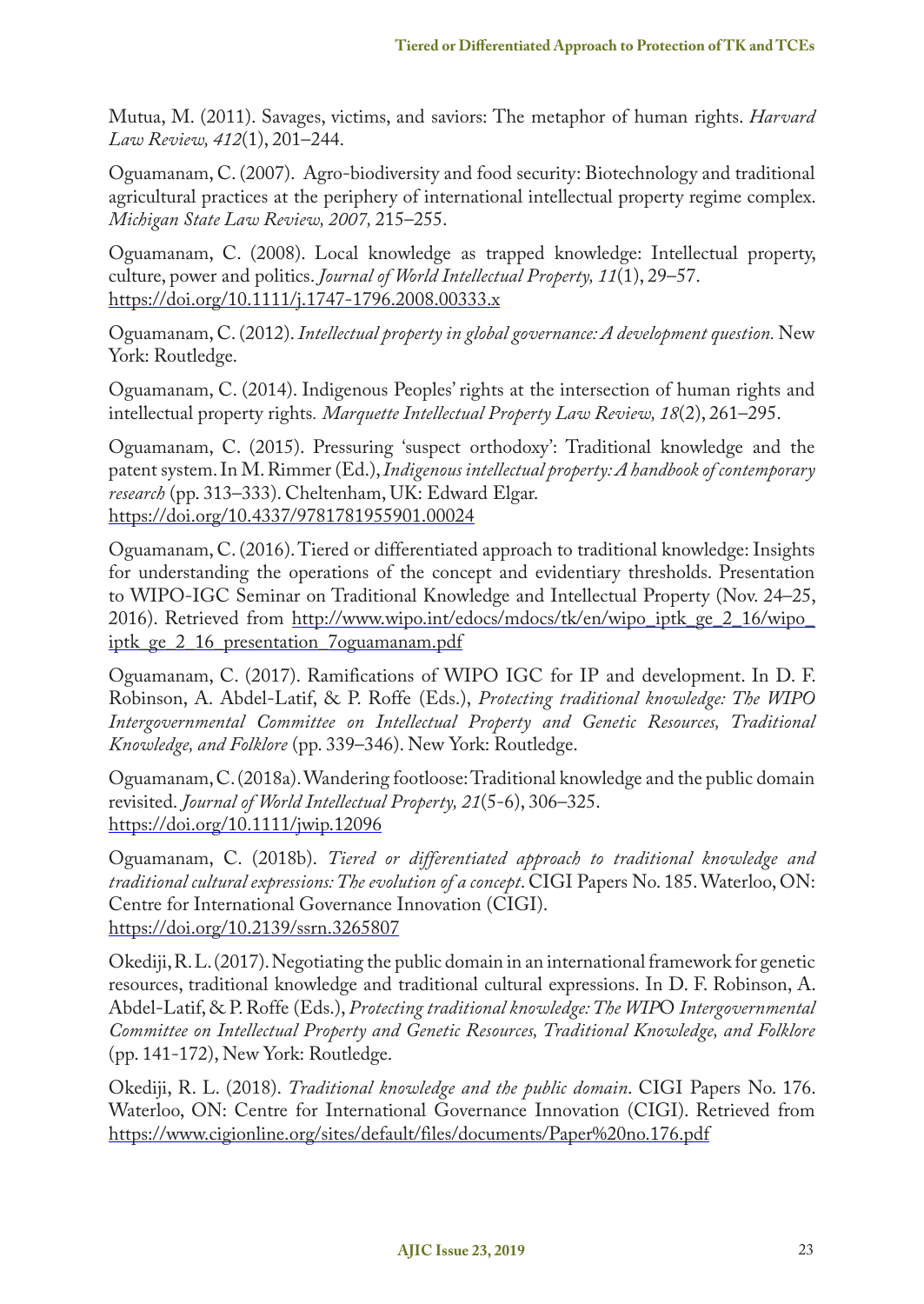Mutua, M. (2011). Savages, victims, and saviors: The metaphor of human rights. *Harvard Law Review, 412*(1), 201–244.

Oguamanam, C. (2007). Agro-biodiversity and food security: Biotechnology and traditional agricultural practices at the periphery of international intellectual property regime complex. *Michigan State Law Review, 2007,* 215–255.

Oguamanam, C. (2008). Local knowledge as trapped knowledge: Intellectual property, culture, power and politics. *Journal of World Intellectual Property, 11*(1), 29–57. https://doi.org/10.1111/j.1747-1796.2008.00333.x

Oguamanam, C. (2012). *Intellectual property in global governance: A development question.* New York: Routledge.

Oguamanam, C. (2014). Indigenous Peoples' rights at the intersection of human rights and intellectual property rights*. Marquette Intellectual Property Law Review, 18*(2), 261–295.

Oguamanam, C. (2015). Pressuring 'suspect orthodoxy': Traditional knowledge and the patent system. In M. Rimmer (Ed.), *Indigenous intellectual property: A handbook of contemporary research* (pp. 313–333). Cheltenham, UK: Edward Elgar. https://doi.org/10.4337/9781781955901.00024

Oguamanam, C. (2016). Tiered or differentiated approach to traditional knowledge: Insights for understanding the operations of the concept and evidentiary thresholds. Presentation to WIPO-IGC Seminar on Traditional Knowledge and Intellectual Property (Nov. 24–25, 2016). Retrieved from http://www.wipo.int/edocs/mdocs/tk/en/wipo_iptk_ge_2_16/wipo_iptk_ge_2_16_presentation_7oguamanam.pdf

Oguamanam, C. (2017). Ramifications of WIPO IGC for IP and development. In D. F. Robinson, A. Abdel-Latif, & P. Roffe (Eds.), *Protecting traditional knowledge: The WIPO Intergovernmental Committee on Intellectual Property and Genetic Resources, Traditional Knowledge, and Folklore* (pp. 339–346). New York: Routledge.

Oguamanam, C. (2018a). Wandering footloose: Traditional knowledge and the public domain revisited. *Journal of World Intellectual Property, 21*(5-6), 306–325. https://doi.org/10.1111/jwip.12096

Oguamanam, C. (2018b). *Tiered or differentiated approach to traditional knowledge and traditional cultural expressions: The evolution of a concept*. CIGI Papers No. 185. Waterloo, ON: Centre for International Governance Innovation (CIGI). https://doi.org/10.2139/ssrn.3265807

Okediji, R. L. (2017). Negotiating the public domain in an international framework for genetic resources, traditional knowledge and traditional cultural expressions. In D. F. Robinson, A. Abdel-Latif, & P. Roffe (Eds.), *Protecting traditional knowledge: The WIPO Intergovernmental Committee on Intellectual Property and Genetic Resources, Traditional Knowledge, and Folklore* (pp. 141-172), New York: Routledge.

Okediji, R. L. (2018). *Traditional knowledge and the public domain*. CIGI Papers No. 176. Waterloo, ON: Centre for International Governance Innovation (CIGI). Retrieved from https://www.cigionline.org/sites/default/files/documents/Paper%20no.176.pdf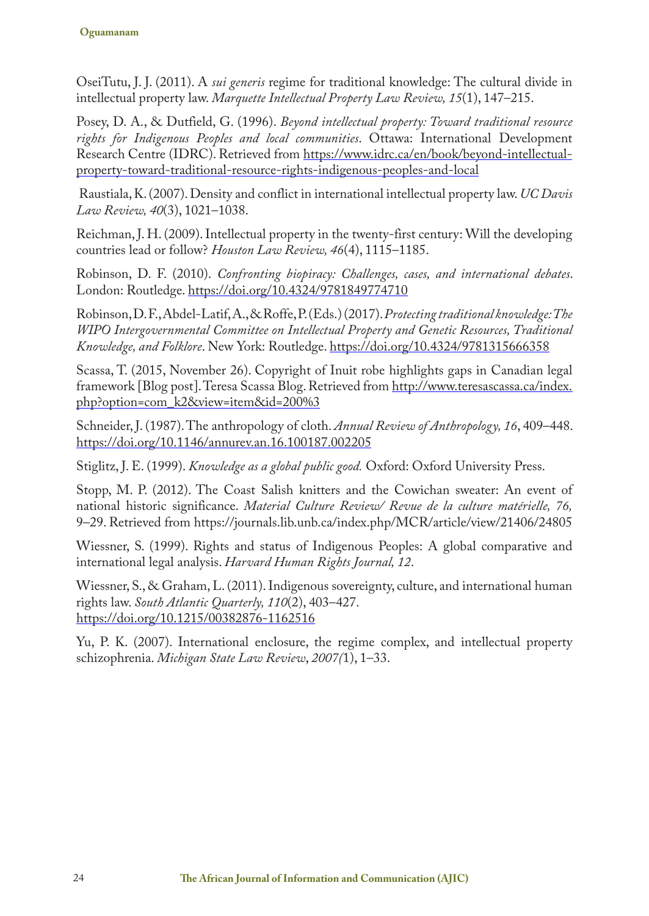OseiTutu, J. J. (2011). A *sui generis* regime for traditional knowledge: The cultural divide in intellectual property law. *Marquette Intellectual Property Law Review, 15*(1), 147–215.

Posey, D. A., & Dutfield, G. (1996). *Beyond intellectual property: Toward traditional resource rights for Indigenous Peoples and local communities*. Ottawa: International Development Research Centre (IDRC). Retrieved from https://www.idrc.ca/en/book/beyond-intellectual-property-toward-traditional-resource-rights-indigenous-peoples-and-local

Raustiala, K. (2007). Density and conflict in international intellectual property law. *UC Davis Law Review, 40*(3), 1021–1038.

Reichman, J. H. (2009). Intellectual property in the twenty-first century: Will the developing countries lead or follow? *Houston Law Review, 46*(4), 1115–1185.

Robinson, D. F. (2010). *Confronting biopiracy: Challenges, cases, and international debates*. London: Routledge. https://doi.org/10.4324/9781849774710

Robinson, D. F., Abdel-Latif, A., & Roffe, P. (Eds.) (2017). *Protecting traditional knowledge: The WIPO Intergovernmental Committee on Intellectual Property and Genetic Resources, Traditional Knowledge, and Folklore*. New York: Routledge. https://doi.org/10.4324/9781315666358

Scassa, T. (2015, November 26). Copyright of Inuit robe highlights gaps in Canadian legal framework [Blog post]. Teresa Scassa Blog. Retrieved from http://www.teresascassa.ca/index.php?option=com_k2&view=item&id=200%3

Schneider, J. (1987). The anthropology of cloth. *Annual Review of Anthropology, 16*, 409–448. https://doi.org/10.1146/annurev.an.16.100187.002205

Stiglitz, J. E. (1999). *Knowledge as a global public good.* Oxford: Oxford University Press.

Stopp, M. P. (2012). The Coast Salish knitters and the Cowichan sweater: An event of national historic significance. *Material Culture Review/ Revue de la culture matérielle, 76,* 9–29. Retrieved from https://journals.lib.unb.ca/index.php/MCR/article/view/21406/24805

Wiessner, S. (1999). Rights and status of Indigenous Peoples: A global comparative and international legal analysis. *Harvard Human Rights Journal, 12*.

Wiessner, S., & Graham, L. (2011). Indigenous sovereignty, culture, and international human rights law. *South Atlantic Quarterly, 110*(2), 403–427. https://doi.org/10.1215/00382876-1162516

Yu, P. K. (2007). International enclosure, the regime complex, and intellectual property schizophrenia. *Michigan State Law Review*, *2007(*1), 1–33.